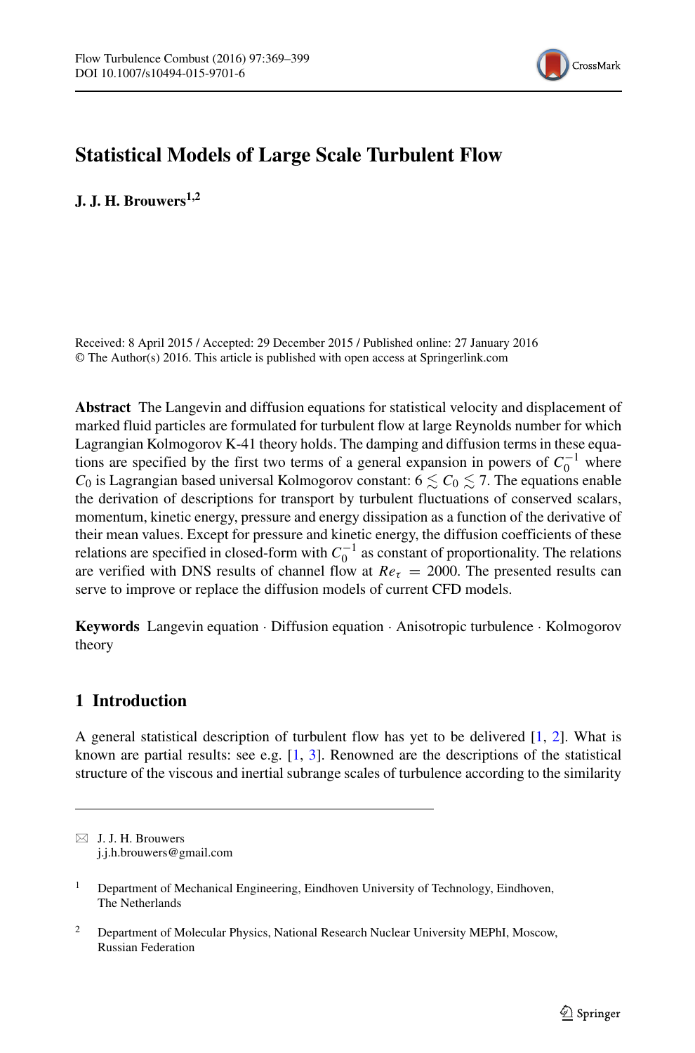# Statistical Models of Large Scale Turbulent Flow

**J. J. H. Brouwers**[1,2]

Received: 8 April 2015 / Accepted: 29 December 2015 / Published online: 27 January 2016
© The Author(s) 2016. This article is published with open access at Springerlink.com

**Abstract** The Langevin and diffusion equations for statistical velocity and displacement of marked fluid particles are formulated for turbulent flow at large Reynolds number for which Lagrangian Kolmogorov K-41 theory holds. The damping and diffusion terms in these equations are specified by the first two terms of a general expansion in powers of $C_0^{-1}$ where $C_0$ is Lagrangian based universal Kolmogorov constant: $6 \lesssim C_0 \lesssim 7$. The equations enable the derivation of descriptions for transport by turbulent fluctuations of conserved scalars, momentum, kinetic energy, pressure and energy dissipation as a function of the derivative of their mean values. Except for pressure and kinetic energy, the diffusion coefficients of these relations are specified in closed-form with $C_0^{-1}$ as constant of proportionality. The relations are verified with DNS results of channel flow at $Re_\tau = 2000$. The presented results can serve to improve or replace the diffusion models of current CFD models.

**Keywords** Langevin equation · Diffusion equation · Anisotropic turbulence · Kolmogorov theory

## 1 Introduction

A general statistical description of turbulent flow has yet to be delivered [1, 2]. What is known are partial results: see e.g. [1, 3]. Renowned are the descriptions of the statistical structure of the viscous and inertial subrange scales of turbulence according to the similarity

---

✉ J. J. H. Brouwers
j.j.h.brouwers@gmail.com

[1] Department of Mechanical Engineering, Eindhoven University of Technology, Eindhoven, The Netherlands

[2] Department of Molecular Physics, National Research Nuclear University MEPhI, Moscow, Russian Federation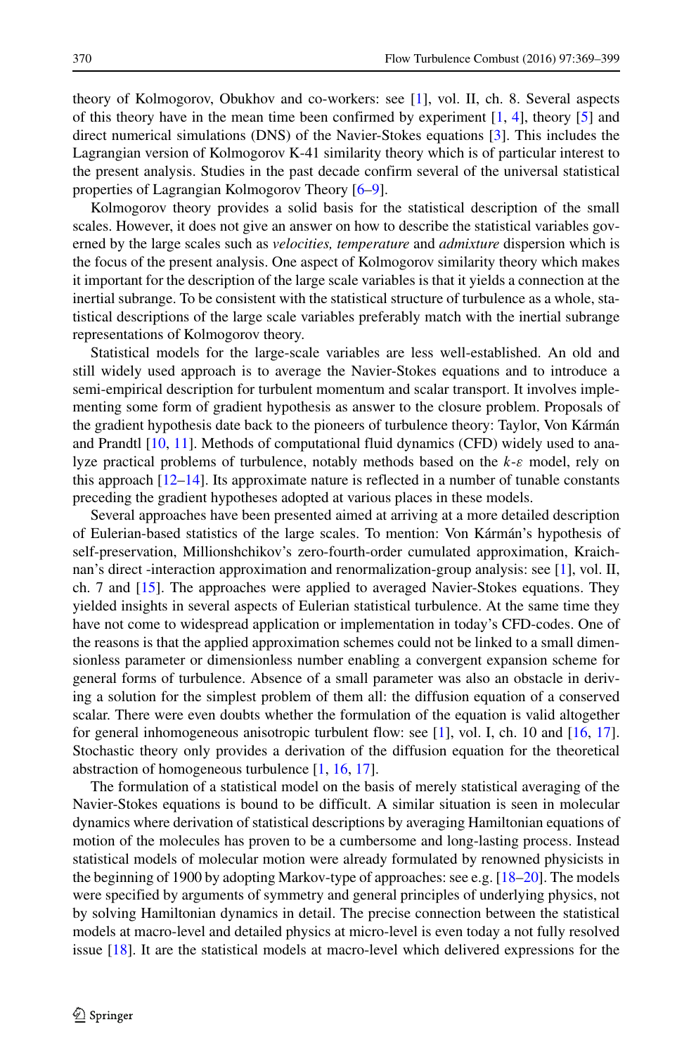theory of Kolmogorov, Obukhov and co-workers: see [1], vol. II, ch. 8. Several aspects of this theory have in the mean time been confirmed by experiment [1, 4], theory [5] and direct numerical simulations (DNS) of the Navier-Stokes equations [3]. This includes the Lagrangian version of Kolmogorov K-41 similarity theory which is of particular interest to the present analysis. Studies in the past decade confirm several of the universal statistical properties of Lagrangian Kolmogorov Theory [6–9].

Kolmogorov theory provides a solid basis for the statistical description of the small scales. However, it does not give an answer on how to describe the statistical variables governed by the large scales such as *velocities, temperature* and *admixture* dispersion which is the focus of the present analysis. One aspect of Kolmogorov similarity theory which makes it important for the description of the large scale variables is that it yields a connection at the inertial subrange. To be consistent with the statistical structure of turbulence as a whole, statistical descriptions of the large scale variables preferably match with the inertial subrange representations of Kolmogorov theory.

Statistical models for the large-scale variables are less well-established. An old and still widely used approach is to average the Navier-Stokes equations and to introduce a semi-empirical description for turbulent momentum and scalar transport. It involves implementing some form of gradient hypothesis as answer to the closure problem. Proposals of the gradient hypothesis date back to the pioneers of turbulence theory: Taylor, Von Kármán and Prandtl [10, 11]. Methods of computational fluid dynamics (CFD) widely used to analyze practical problems of turbulence, notably methods based on the $k$-$\varepsilon$ model, rely on this approach [12–14]. Its approximate nature is reflected in a number of tunable constants preceding the gradient hypotheses adopted at various places in these models.

Several approaches have been presented aimed at arriving at a more detailed description of Eulerian-based statistics of the large scales. To mention: Von Kármán's hypothesis of self-preservation, Millionshchikov's zero-fourth-order cumulated approximation, Kraichnan's direct -interaction approximation and renormalization-group analysis: see [1], vol. II, ch. 7 and [15]. The approaches were applied to averaged Navier-Stokes equations. They yielded insights in several aspects of Eulerian statistical turbulence. At the same time they have not come to widespread application or implementation in today's CFD-codes. One of the reasons is that the applied approximation schemes could not be linked to a small dimensionless parameter or dimensionless number enabling a convergent expansion scheme for general forms of turbulence. Absence of a small parameter was also an obstacle in deriving a solution for the simplest problem of them all: the diffusion equation of a conserved scalar. There were even doubts whether the formulation of the equation is valid altogether for general inhomogeneous anisotropic turbulent flow: see [1], vol. I, ch. 10 and [16, 17]. Stochastic theory only provides a derivation of the diffusion equation for the theoretical abstraction of homogeneous turbulence [1, 16, 17].

The formulation of a statistical model on the basis of merely statistical averaging of the Navier-Stokes equations is bound to be difficult. A similar situation is seen in molecular dynamics where derivation of statistical descriptions by averaging Hamiltonian equations of motion of the molecules has proven to be a cumbersome and long-lasting process. Instead statistical models of molecular motion were already formulated by renowned physicists in the beginning of 1900 by adopting Markov-type of approaches: see e.g. [18–20]. The models were specified by arguments of symmetry and general principles of underlying physics, not by solving Hamiltonian dynamics in detail. The precise connection between the statistical models at macro-level and detailed physics at micro-level is even today a not fully resolved issue [18]. It are the statistical models at macro-level which delivered expressions for the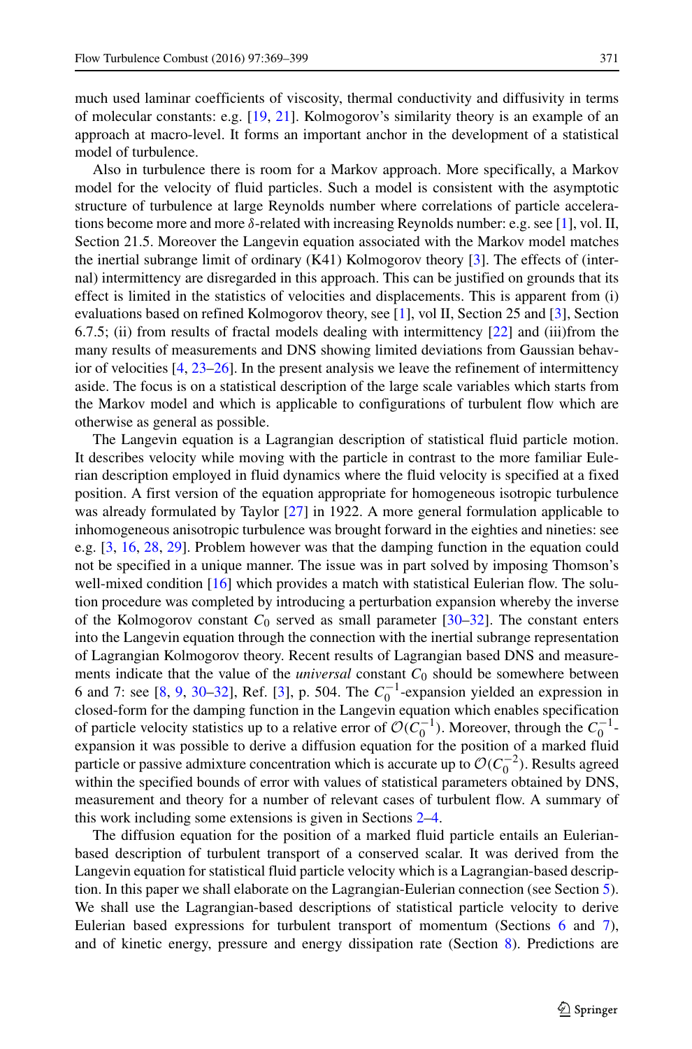much used laminar coefficients of viscosity, thermal conductivity and diffusivity in terms of molecular constants: e.g. [19, 21]. Kolmogorov's similarity theory is an example of an approach at macro-level. It forms an important anchor in the development of a statistical model of turbulence.

Also in turbulence there is room for a Markov approach. More specifically, a Markov model for the velocity of fluid particles. Such a model is consistent with the asymptotic structure of turbulence at large Reynolds number where correlations of particle accelerations become more and more $\delta$-related with increasing Reynolds number: e.g. see [1], vol. II, Section 21.5. Moreover the Langevin equation associated with the Markov model matches the inertial subrange limit of ordinary (K41) Kolmogorov theory [3]. The effects of (internal) intermittency are disregarded in this approach. This can be justified on grounds that its effect is limited in the statistics of velocities and displacements. This is apparent from (i) evaluations based on refined Kolmogorov theory, see [1], vol II, Section 25 and [3], Section 6.7.5; (ii) from results of fractal models dealing with intermittency [22] and (iii)from the many results of measurements and DNS showing limited deviations from Gaussian behavior of velocities [4, 23–26]. In the present analysis we leave the refinement of intermittency aside. The focus is on a statistical description of the large scale variables which starts from the Markov model and which is applicable to configurations of turbulent flow which are otherwise as general as possible.

The Langevin equation is a Lagrangian description of statistical fluid particle motion. It describes velocity while moving with the particle in contrast to the more familiar Eulerian description employed in fluid dynamics where the fluid velocity is specified at a fixed position. A first version of the equation appropriate for homogeneous isotropic turbulence was already formulated by Taylor [27] in 1922. A more general formulation applicable to inhomogeneous anisotropic turbulence was brought forward in the eighties and nineties: see e.g. [3, 16, 28, 29]. Problem however was that the damping function in the equation could not be specified in a unique manner. The issue was in part solved by imposing Thomson's well-mixed condition [16] which provides a match with statistical Eulerian flow. The solution procedure was completed by introducing a perturbation expansion whereby the inverse of the Kolmogorov constant $C_0$ served as small parameter [30–32]. The constant enters into the Langevin equation through the connection with the inertial subrange representation of Lagrangian Kolmogorov theory. Recent results of Lagrangian based DNS and measurements indicate that the value of the *universal* constant $C_0$ should be somewhere between 6 and 7: see [8, 9, 30–32], Ref. [3], p. 504. The $C_0^{-1}$-expansion yielded an expression in closed-form for the damping function in the Langevin equation which enables specification of particle velocity statistics up to a relative error of $\mathcal{O}(C_0^{-1})$. Moreover, through the $C_0^{-1}$-expansion it was possible to derive a diffusion equation for the position of a marked fluid particle or passive admixture concentration which is accurate up to $\mathcal{O}(C_0^{-2})$. Results agreed within the specified bounds of error with values of statistical parameters obtained by DNS, measurement and theory for a number of relevant cases of turbulent flow. A summary of this work including some extensions is given in Sections 2–4.

The diffusion equation for the position of a marked fluid particle entails an Eulerian-based description of turbulent transport of a conserved scalar. It was derived from the Langevin equation for statistical fluid particle velocity which is a Lagrangian-based description. In this paper we shall elaborate on the Lagrangian-Eulerian connection (see Section 5). We shall use the Lagrangian-based descriptions of statistical particle velocity to derive Eulerian based expressions for turbulent transport of momentum (Sections 6 and 7), and of kinetic energy, pressure and energy dissipation rate (Section 8). Predictions are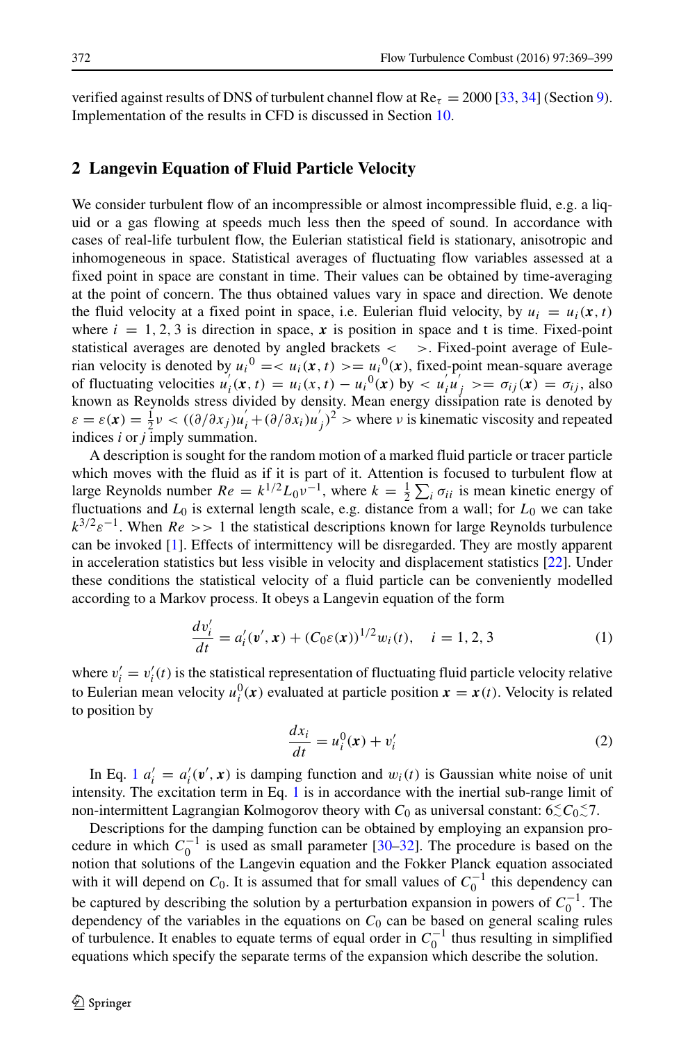verified against results of DNS of turbulent channel flow at $\mathrm{Re}_\tau = 2000$ [33, 34] (Section 9). Implementation of the results in CFD is discussed in Section 10.

## 2 Langevin Equation of Fluid Particle Velocity

We consider turbulent flow of an incompressible or almost incompressible fluid, e.g. a liquid or a gas flowing at speeds much less then the speed of sound. In accordance with cases of real-life turbulent flow, the Eulerian statistical field is stationary, anisotropic and inhomogeneous in space. Statistical averages of fluctuating flow variables assessed at a fixed point in space are constant in time. Their values can be obtained by time-averaging at the point of concern. The thus obtained values vary in space and direction. We denote the fluid velocity at a fixed point in space, i.e. Eulerian fluid velocity, by $u_i = u_i(\boldsymbol{x}, t)$ where $i = 1, 2, 3$ is direction in space, $\boldsymbol{x}$ is position in space and t is time. Fixed-point statistical averages are denoted by angled brackets $< \quad >$. Fixed-point average of Eulerian velocity is denoted by ${u_i}^0 =< u_i(\boldsymbol{x}, t) >= {u_i}^0(\boldsymbol{x})$, fixed-point mean-square average of fluctuating velocities $u_i^{'}(\boldsymbol{x}, t) = u_i(x, t) - {u_i}^0(\boldsymbol{x})$ by $< u_i^{'} u_j^{'} >= \sigma_{ij}(\boldsymbol{x}) = \sigma_{ij}$, also known as Reynolds stress divided by density. Mean energy dissipation rate is denoted by $\varepsilon = \varepsilon(\boldsymbol{x}) = \frac{1}{2}\nu < ((\partial/\partial x_j)u_i^{'} + (\partial/\partial x_i)u_j^{'})^2 >$ where $\nu$ is kinematic viscosity and repeated indices $i$ or $j$ imply summation.

A description is sought for the random motion of a marked fluid particle or tracer particle which moves with the fluid as if it is part of it. Attention is focused to turbulent flow at large Reynolds number $Re = k^{1/2} L_0 \nu^{-1}$, where $k = \frac{1}{2}\sum_i \sigma_{ii}$ is mean kinetic energy of fluctuations and $L_0$ is external length scale, e.g. distance from a wall; for $L_0$ we can take $k^{3/2}\varepsilon^{-1}$. When $Re >> 1$ the statistical descriptions known for large Reynolds turbulence can be invoked [1]. Effects of intermittency will be disregarded. They are mostly apparent in acceleration statistics but less visible in velocity and displacement statistics [22]. Under these conditions the statistical velocity of a fluid particle can be conveniently modelled according to a Markov process. It obeys a Langevin equation of the form

$$\frac{dv_i'}{dt} = a_i'(\boldsymbol{v}', \boldsymbol{x}) + (C_0 \varepsilon(\boldsymbol{x}))^{1/2} w_i(t), \quad i = 1, 2, 3 \tag{1}$$

where $v_i' = v_i'(t)$ is the statistical representation of fluctuating fluid particle velocity relative to Eulerian mean velocity $u_i^0(\boldsymbol{x})$ evaluated at particle position $\boldsymbol{x} = \boldsymbol{x}(t)$. Velocity is related to position by

$$\frac{dx_i}{dt} = u_i^0(\boldsymbol{x}) + v_i' \tag{2}$$

In Eq. 1 $a_i' = a_i'(\boldsymbol{v}', \boldsymbol{x})$ is damping function and $w_i(t)$ is Gaussian white noise of unit intensity. The excitation term in Eq. 1 is in accordance with the inertial sub-range limit of non-intermittent Lagrangian Kolmogorov theory with $C_0$ as universal constant: $6 \lesssim C_0 \lesssim 7$.

Descriptions for the damping function can be obtained by employing an expansion procedure in which $C_0^{-1}$ is used as small parameter [30–32]. The procedure is based on the notion that solutions of the Langevin equation and the Fokker Planck equation associated with it will depend on $C_0$. It is assumed that for small values of $C_0^{-1}$ this dependency can be captured by describing the solution by a perturbation expansion in powers of $C_0^{-1}$. The dependency of the variables in the equations on $C_0$ can be based on general scaling rules of turbulence. It enables to equate terms of equal order in $C_0^{-1}$ thus resulting in simplified equations which specify the separate terms of the expansion which describe the solution.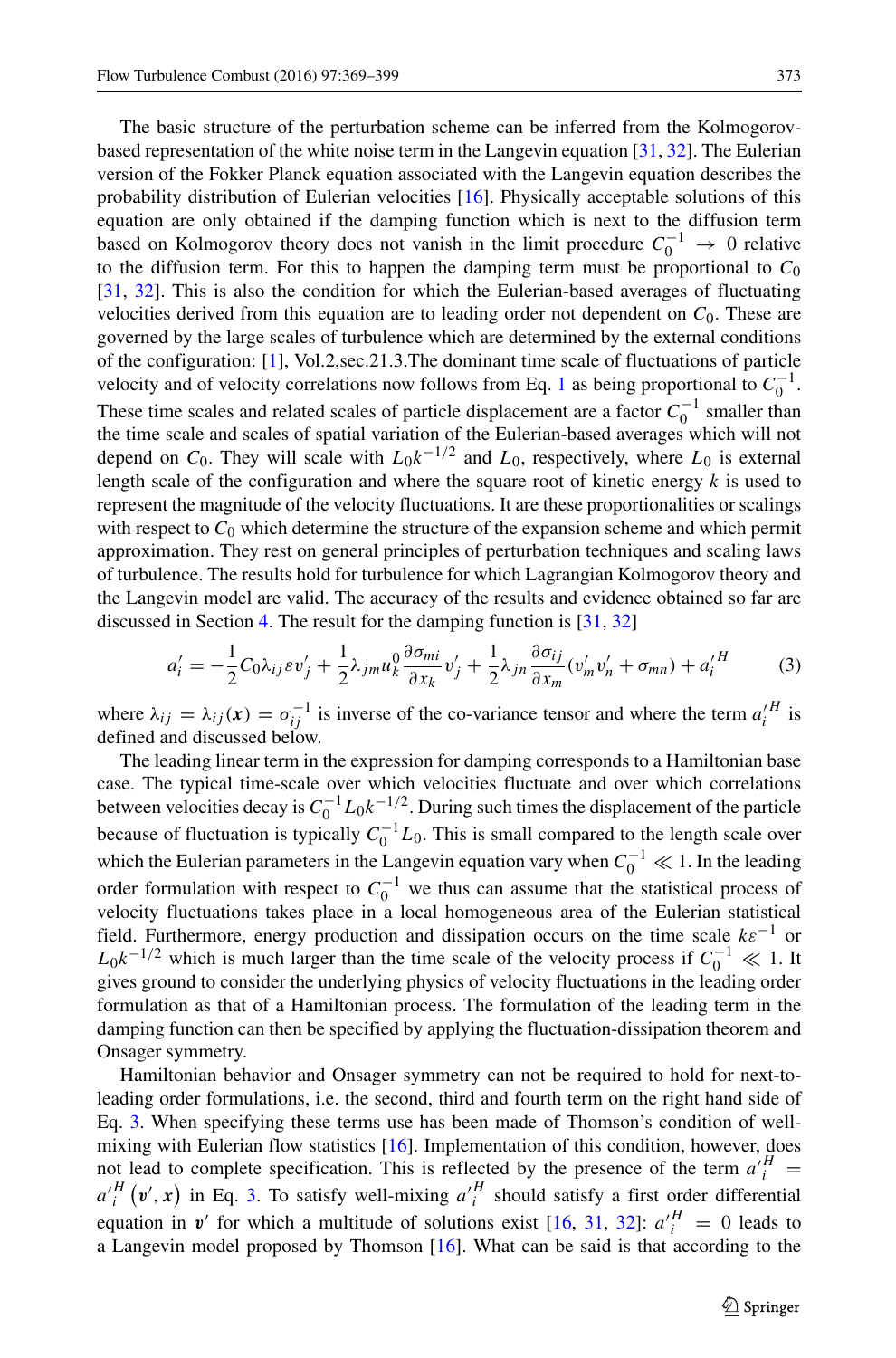The basic structure of the perturbation scheme can be inferred from the Kolmogorov-based representation of the white noise term in the Langevin equation [31, 32]. The Eulerian version of the Fokker Planck equation associated with the Langevin equation describes the probability distribution of Eulerian velocities [16]. Physically acceptable solutions of this equation are only obtained if the damping function which is next to the diffusion term based on Kolmogorov theory does not vanish in the limit procedure $C_0^{-1} \rightarrow 0$ relative to the diffusion term. For this to happen the damping term must be proportional to $C_0$ [31, 32]. This is also the condition for which the Eulerian-based averages of fluctuating velocities derived from this equation are to leading order not dependent on $C_0$. These are governed by the large scales of turbulence which are determined by the external conditions of the configuration: [1], Vol.2,sec.21.3.The dominant time scale of fluctuations of particle velocity and of velocity correlations now follows from Eq. 1 as being proportional to $C_0^{-1}$. These time scales and related scales of particle displacement are a factor $C_0^{-1}$ smaller than the time scale and scales of spatial variation of the Eulerian-based averages which will not depend on $C_0$. They will scale with $L_0 k^{-1/2}$ and $L_0$, respectively, where $L_0$ is external length scale of the configuration and where the square root of kinetic energy $k$ is used to represent the magnitude of the velocity fluctuations. It are these proportionalities or scalings with respect to $C_0$ which determine the structure of the expansion scheme and which permit approximation. They rest on general principles of perturbation techniques and scaling laws of turbulence. The results hold for turbulence for which Lagrangian Kolmogorov theory and the Langevin model are valid. The accuracy of the results and evidence obtained so far are discussed in Section 4. The result for the damping function is [31, 32]

$$a_i' = -\frac{1}{2}C_0 \lambda_{ij} \varepsilon v_j' + \frac{1}{2}\lambda_{jm} u_k^0 \frac{\partial \sigma_{mi}}{\partial x_k} v_j' + \frac{1}{2}\lambda_{jn}\frac{\partial \sigma_{ij}}{\partial x_m}(v_m' v_n' + \sigma_{mn}) + a_i'^H \tag{3}$$

where $\lambda_{ij} = \lambda_{ij}(\boldsymbol{x}) = \sigma_{ij}^{-1}$ is inverse of the co-variance tensor and where the term $a_i'^H$ is defined and discussed below.

The leading linear term in the expression for damping corresponds to a Hamiltonian base case. The typical time-scale over which velocities fluctuate and over which correlations between velocities decay is $C_0^{-1} L_0 k^{-1/2}$. During such times the displacement of the particle because of fluctuation is typically $C_0^{-1} L_0$. This is small compared to the length scale over which the Eulerian parameters in the Langevin equation vary when $C_0^{-1} \ll 1$. In the leading order formulation with respect to $C_0^{-1}$ we thus can assume that the statistical process of velocity fluctuations takes place in a local homogeneous area of the Eulerian statistical field. Furthermore, energy production and dissipation occurs on the time scale $k\varepsilon^{-1}$ or $L_0 k^{-1/2}$ which is much larger than the time scale of the velocity process if $C_0^{-1} \ll 1$. It gives ground to consider the underlying physics of velocity fluctuations in the leading order formulation as that of a Hamiltonian process. The formulation of the leading term in the damping function can then be specified by applying the fluctuation-dissipation theorem and Onsager symmetry.

Hamiltonian behavior and Onsager symmetry can not be required to hold for next-to-leading order formulations, i.e. the second, third and fourth term on the right hand side of Eq. 3. When specifying these terms use has been made of Thomson's condition of well-mixing with Eulerian flow statistics [16]. Implementation of this condition, however, does not lead to complete specification. This is reflected by the presence of the term $a_i'^H = a_i'^H(\boldsymbol{v}', \boldsymbol{x})$ in Eq. 3. To satisfy well-mixing $a_i'^H$ should satisfy a first order differential equation in $\boldsymbol{v}'$ for which a multitude of solutions exist [16, 31, 32]: $a_i'^H = 0$ leads to a Langevin model proposed by Thomson [16]. What can be said is that according to the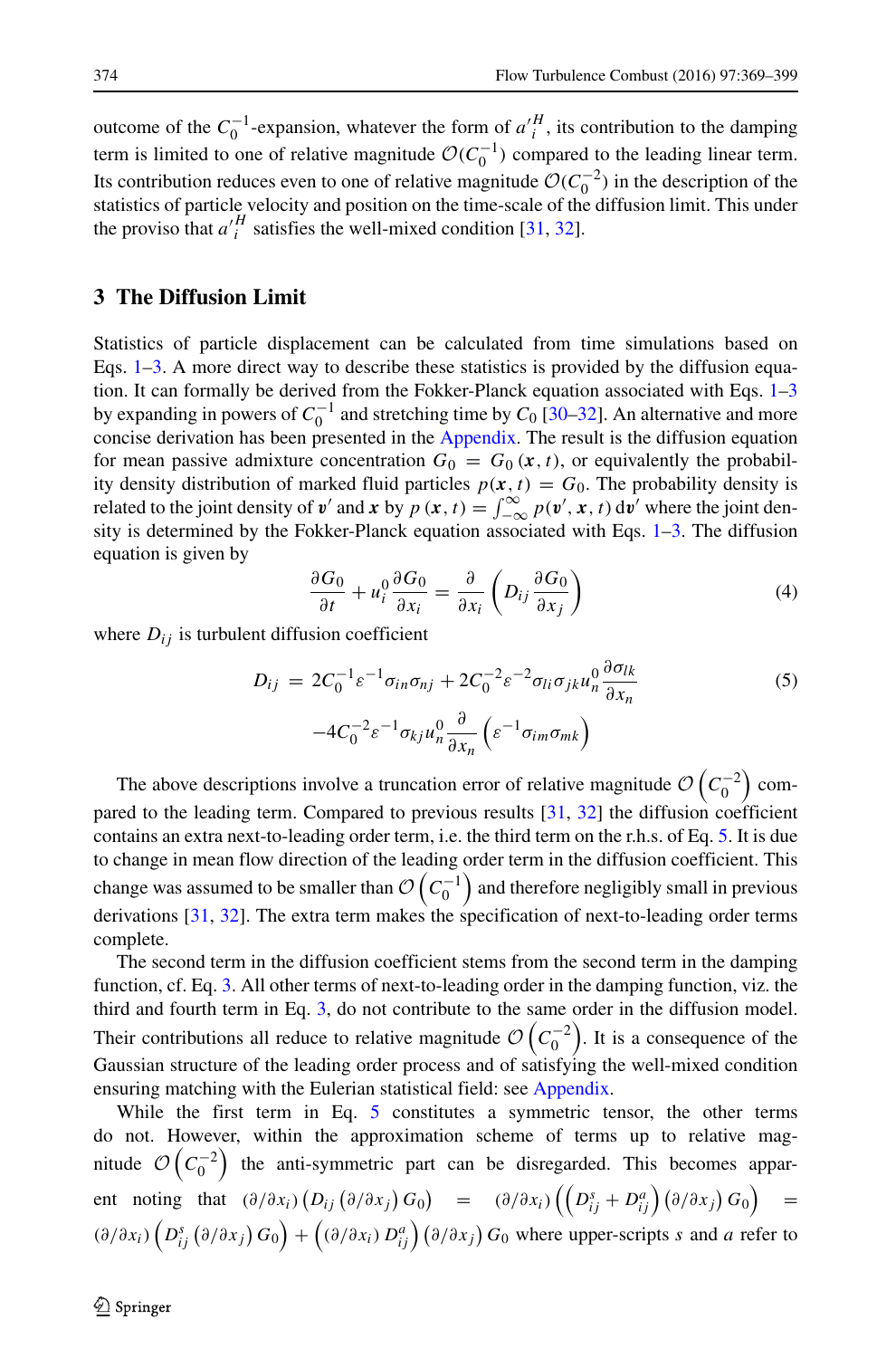outcome of the $C_0^{-1}$-expansion, whatever the form of $a'^H_i$, its contribution to the damping term is limited to one of relative magnitude $\mathcal{O}(C_0^{-1})$ compared to the leading linear term. Its contribution reduces even to one of relative magnitude $\mathcal{O}(C_0^{-2})$ in the description of the statistics of particle velocity and position on the time-scale of the diffusion limit. This under the proviso that $a'^H_i$ satisfies the well-mixed condition [31, 32].

## 3 The Diffusion Limit

Statistics of particle displacement can be calculated from time simulations based on Eqs. 1–3. A more direct way to describe these statistics is provided by the diffusion equation. It can formally be derived from the Fokker-Planck equation associated with Eqs. 1–3 by expanding in powers of $C_0^{-1}$ and stretching time by $C_0$ [30–32]. An alternative and more concise derivation has been presented in the Appendix. The result is the diffusion equation for mean passive admixture concentration $G_0 = G_0(\boldsymbol{x}, t)$, or equivalently the probability density distribution of marked fluid particles $p(\boldsymbol{x}, t) = G_0$. The probability density is related to the joint density of $\boldsymbol{v}'$ and $\boldsymbol{x}$ by $p(\boldsymbol{x}, t) = \int_{-\infty}^{\infty} p(\boldsymbol{v}', \boldsymbol{x}, t)\, \mathrm{d}\boldsymbol{v}'$ where the joint density is determined by the Fokker-Planck equation associated with Eqs. 1–3. The diffusion equation is given by

$$\frac{\partial G_0}{\partial t} + u_i^0 \frac{\partial G_0}{\partial x_i} = \frac{\partial}{\partial x_i}\left(D_{ij}\frac{\partial G_0}{\partial x_j}\right) \tag{4}$$

where $D_{ij}$ is turbulent diffusion coefficient

$$\begin{aligned} D_{ij} =\ & 2C_0^{-1}\varepsilon^{-1}\sigma_{in}\sigma_{nj} + 2C_0^{-2}\varepsilon^{-2}\sigma_{li}\sigma_{jk}u_n^0\frac{\partial \sigma_{lk}}{\partial x_n} \\ & -4C_0^{-2}\varepsilon^{-1}\sigma_{kj}u_n^0\frac{\partial}{\partial x_n}\left(\varepsilon^{-1}\sigma_{im}\sigma_{mk}\right) \end{aligned} \tag{5}$$

The above descriptions involve a truncation error of relative magnitude $\mathcal{O}\left(C_0^{-2}\right)$ compared to the leading term. Compared to previous results [31, 32] the diffusion coefficient contains an extra next-to-leading order term, i.e. the third term on the r.h.s. of Eq. 5. It is due to change in mean flow direction of the leading order term in the diffusion coefficient. This change was assumed to be smaller than $\mathcal{O}\left(C_0^{-1}\right)$ and therefore negligibly small in previous derivations [31, 32]. The extra term makes the specification of next-to-leading order terms complete.

The second term in the diffusion coefficient stems from the second term in the damping function, cf. Eq. 3. All other terms of next-to-leading order in the damping function, viz. the third and fourth term in Eq. 3, do not contribute to the same order in the diffusion model. Their contributions all reduce to relative magnitude $\mathcal{O}\left(C_0^{-2}\right)$. It is a consequence of the Gaussian structure of the leading order process and of satisfying the well-mixed condition ensuring matching with the Eulerian statistical field: see Appendix.

While the first term in Eq. 5 constitutes a symmetric tensor, the other terms do not. However, within the approximation scheme of terms up to relative magnitude $\mathcal{O}\left(C_0^{-2}\right)$ the anti-symmetric part can be disregarded. This becomes apparent noting that $(\partial/\partial x_i)\left(D_{ij}\left(\partial/\partial x_j\right)G_0\right) = (\partial/\partial x_i)\left(\left(D_{ij}^s + D_{ij}^a\right)\left(\partial/\partial x_j\right)G_0\right) = (\partial/\partial x_i)\left(D_{ij}^s\left(\partial/\partial x_j\right)G_0\right) + \left((\partial/\partial x_i)D_{ij}^a\right)\left(\partial/\partial x_j\right)G_0$ where upper-scripts $s$ and $a$ refer to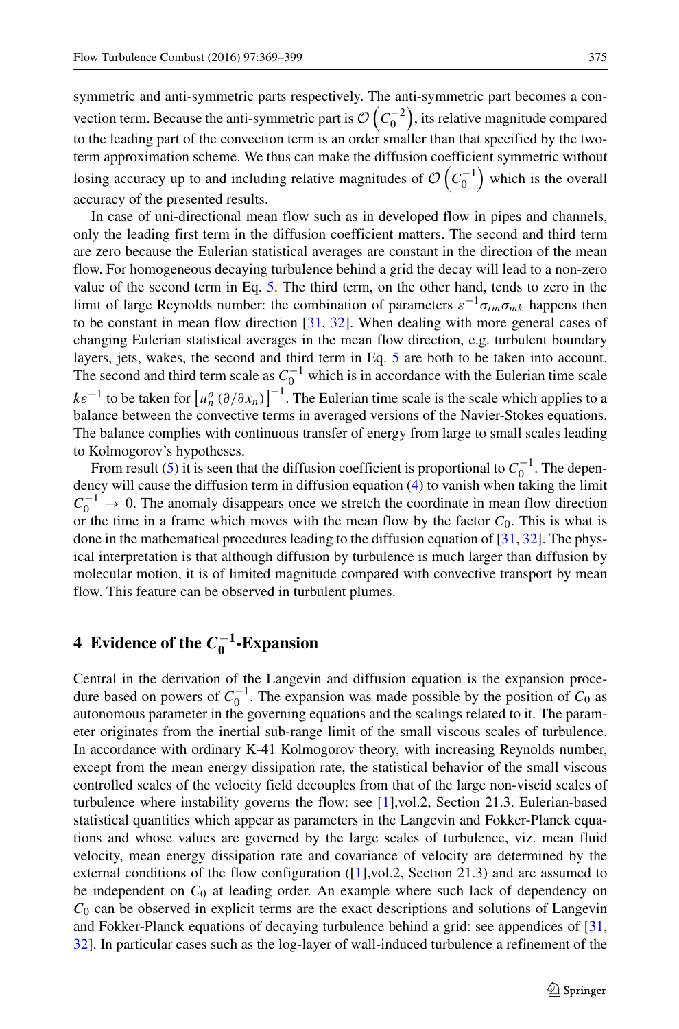symmetric and anti-symmetric parts respectively. The anti-symmetric part becomes a convection term. Because the anti-symmetric part is $\mathcal{O}\left(C_0^{-2}\right)$, its relative magnitude compared to the leading part of the convection term is an order smaller than that specified by the two-term approximation scheme. We thus can make the diffusion coefficient symmetric without losing accuracy up to and including relative magnitudes of $\mathcal{O}\left(C_0^{-1}\right)$ which is the overall accuracy of the presented results.

In case of uni-directional mean flow such as in developed flow in pipes and channels, only the leading first term in the diffusion coefficient matters. The second and third term are zero because the Eulerian statistical averages are constant in the direction of the mean flow. For homogeneous decaying turbulence behind a grid the decay will lead to a non-zero value of the second term in Eq. 5. The third term, on the other hand, tends to zero in the limit of large Reynolds number: the combination of parameters $\varepsilon^{-1}\sigma_{im}\sigma_{mk}$ happens then to be constant in mean flow direction [31, 32]. When dealing with more general cases of changing Eulerian statistical averages in the mean flow direction, e.g. turbulent boundary layers, jets, wakes, the second and third term in Eq. 5 are both to be taken into account. The second and third term scale as $C_0^{-1}$ which is in accordance with the Eulerian time scale $k\varepsilon^{-1}$ to be taken for $\left[u_n^o\left(\partial/\partial x_n\right)\right]^{-1}$. The Eulerian time scale is the scale which applies to a balance between the convective terms in averaged versions of the Navier-Stokes equations. The balance complies with continuous transfer of energy from large to small scales leading to Kolmogorov's hypotheses.

From result (5) it is seen that the diffusion coefficient is proportional to $C_0^{-1}$. The dependency will cause the diffusion term in diffusion equation (4) to vanish when taking the limit $C_0^{-1} \rightarrow 0$. The anomaly disappears once we stretch the coordinate in mean flow direction or the time in a frame which moves with the mean flow by the factor $C_0$. This is what is done in the mathematical procedures leading to the diffusion equation of [31, 32]. The physical interpretation is that although diffusion by turbulence is much larger than diffusion by molecular motion, it is of limited magnitude compared with convective transport by mean flow. This feature can be observed in turbulent plumes.

## 4 Evidence of the $C_0^{-1}$-Expansion

Central in the derivation of the Langevin and diffusion equation is the expansion procedure based on powers of $C_0^{-1}$. The expansion was made possible by the position of $C_0$ as autonomous parameter in the governing equations and the scalings related to it. The parameter originates from the inertial sub-range limit of the small viscous scales of turbulence. In accordance with ordinary K-41 Kolmogorov theory, with increasing Reynolds number, except from the mean energy dissipation rate, the statistical behavior of the small viscous controlled scales of the velocity field decouples from that of the large non-viscid scales of turbulence where instability governs the flow: see [1],vol.2, Section 21.3. Eulerian-based statistical quantities which appear as parameters in the Langevin and Fokker-Planck equations and whose values are governed by the large scales of turbulence, viz. mean fluid velocity, mean energy dissipation rate and covariance of velocity are determined by the external conditions of the flow configuration ([1],vol.2, Section 21.3) and are assumed to be independent on $C_0$ at leading order. An example where such lack of dependency on $C_0$ can be observed in explicit terms are the exact descriptions and solutions of Langevin and Fokker-Planck equations of decaying turbulence behind a grid: see appendices of [31, 32]. In particular cases such as the log-layer of wall-induced turbulence a refinement of the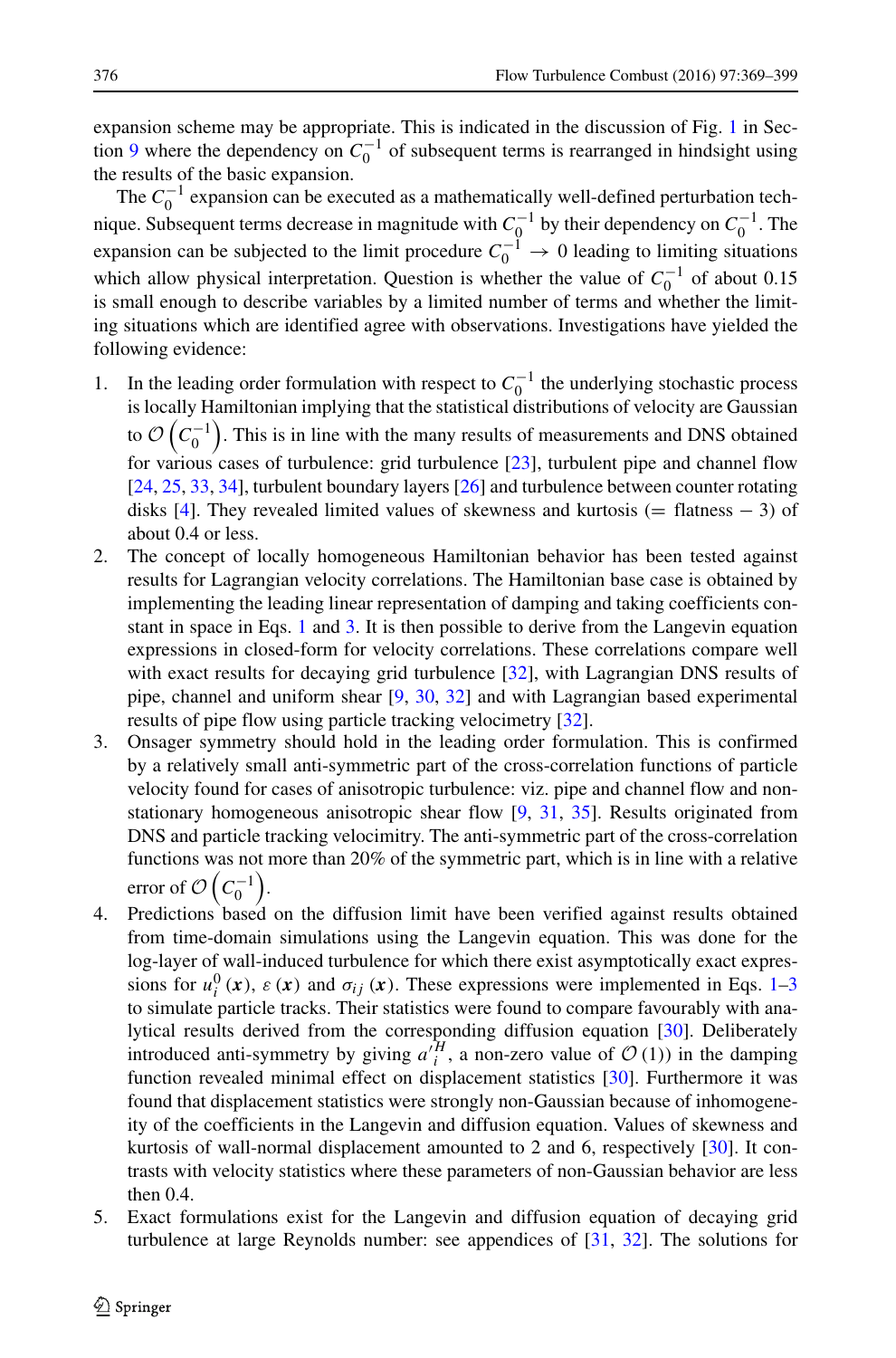expansion scheme may be appropriate. This is indicated in the discussion of Fig. 1 in Section 9 where the dependency on $C_0^{-1}$ of subsequent terms is rearranged in hindsight using the results of the basic expansion.

The $C_0^{-1}$ expansion can be executed as a mathematically well-defined perturbation technique. Subsequent terms decrease in magnitude with $C_0^{-1}$ by their dependency on $C_0^{-1}$. The expansion can be subjected to the limit procedure $C_0^{-1} \to 0$ leading to limiting situations which allow physical interpretation. Question is whether the value of $C_0^{-1}$ of about 0.15 is small enough to describe variables by a limited number of terms and whether the limiting situations which are identified agree with observations. Investigations have yielded the following evidence:

1. In the leading order formulation with respect to $C_0^{-1}$ the underlying stochastic process is locally Hamiltonian implying that the statistical distributions of velocity are Gaussian to $\mathcal{O}\left(C_0^{-1}\right)$. This is in line with the many results of measurements and DNS obtained for various cases of turbulence: grid turbulence [23], turbulent pipe and channel flow [24, 25, 33, 34], turbulent boundary layers [26] and turbulence between counter rotating disks [4]. They revealed limited values of skewness and kurtosis (= flatness − 3) of about 0.4 or less.
2. The concept of locally homogeneous Hamiltonian behavior has been tested against results for Lagrangian velocity correlations. The Hamiltonian base case is obtained by implementing the leading linear representation of damping and taking coefficients constant in space in Eqs. 1 and 3. It is then possible to derive from the Langevin equation expressions in closed-form for velocity correlations. These correlations compare well with exact results for decaying grid turbulence [32], with Lagrangian DNS results of pipe, channel and uniform shear [9, 30, 32] and with Lagrangian based experimental results of pipe flow using particle tracking velocimetry [32].
3. Onsager symmetry should hold in the leading order formulation. This is confirmed by a relatively small anti-symmetric part of the cross-correlation functions of particle velocity found for cases of anisotropic turbulence: viz. pipe and channel flow and non-stationary homogeneous anisotropic shear flow [9, 31, 35]. Results originated from DNS and particle tracking velocimitry. The anti-symmetric part of the cross-correlation functions was not more than 20% of the symmetric part, which is in line with a relative error of $\mathcal{O}\left(C_0^{-1}\right)$.
4. Predictions based on the diffusion limit have been verified against results obtained from time-domain simulations using the Langevin equation. This was done for the log-layer of wall-induced turbulence for which there exist asymptotically exact expressions for $u_i^0(\boldsymbol{x})$, $\varepsilon(\boldsymbol{x})$ and $\sigma_{ij}(\boldsymbol{x})$. These expressions were implemented in Eqs. 1–3 to simulate particle tracks. Their statistics were found to compare favourably with analytical results derived from the corresponding diffusion equation [30]. Deliberately introduced anti-symmetry by giving $a_i'^H$, a non-zero value of $\mathcal{O}(1)$) in the damping function revealed minimal effect on displacement statistics [30]. Furthermore it was found that displacement statistics were strongly non-Gaussian because of inhomogeneity of the coefficients in the Langevin and diffusion equation. Values of skewness and kurtosis of wall-normal displacement amounted to 2 and 6, respectively [30]. It contrasts with velocity statistics where these parameters of non-Gaussian behavior are less then 0.4.
5. Exact formulations exist for the Langevin and diffusion equation of decaying grid turbulence at large Reynolds number: see appendices of [31, 32]. The solutions for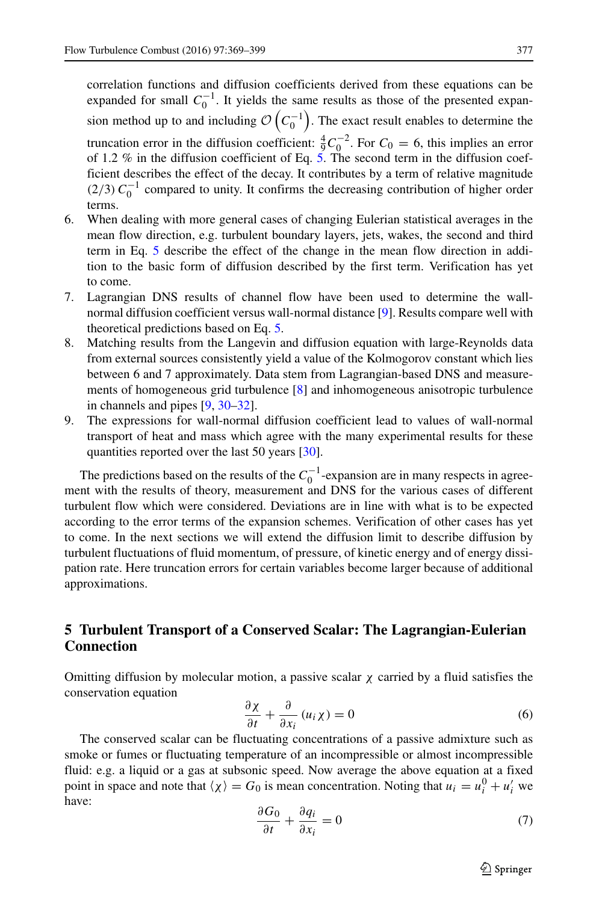correlation functions and diffusion coefficients derived from these equations can be expanded for small $C_0^{-1}$. It yields the same results as those of the presented expansion method up to and including $\mathcal{O}\left(C_0^{-1}\right)$. The exact result enables to determine the truncation error in the diffusion coefficient: $\frac{4}{9}C_0^{-2}$. For $C_0 = 6$, this implies an error of 1.2 % in the diffusion coefficient of Eq. 5. The second term in the diffusion coefficient describes the effect of the decay. It contributes by a term of relative magnitude $(2/3)\, C_0^{-1}$ compared to unity. It confirms the decreasing contribution of higher order terms.

6. When dealing with more general cases of changing Eulerian statistical averages in the mean flow direction, e.g. turbulent boundary layers, jets, wakes, the second and third term in Eq. 5 describe the effect of the change in the mean flow direction in addition to the basic form of diffusion described by the first term. Verification has yet to come.
7. Lagrangian DNS results of channel flow have been used to determine the wall-normal diffusion coefficient versus wall-normal distance [9]. Results compare well with theoretical predictions based on Eq. 5.
8. Matching results from the Langevin and diffusion equation with large-Reynolds data from external sources consistently yield a value of the Kolmogorov constant which lies between 6 and 7 approximately. Data stem from Lagrangian-based DNS and measurements of homogeneous grid turbulence [8] and inhomogeneous anisotropic turbulence in channels and pipes [9, 30–32].
9. The expressions for wall-normal diffusion coefficient lead to values of wall-normal transport of heat and mass which agree with the many experimental results for these quantities reported over the last 50 years [30].

The predictions based on the results of the $C_0^{-1}$-expansion are in many respects in agreement with the results of theory, measurement and DNS for the various cases of different turbulent flow which were considered. Deviations are in line with what is to be expected according to the error terms of the expansion schemes. Verification of other cases has yet to come. In the next sections we will extend the diffusion limit to describe diffusion by turbulent fluctuations of fluid momentum, of pressure, of kinetic energy and of energy dissipation rate. Here truncation errors for certain variables become larger because of additional approximations.

## 5 Turbulent Transport of a Conserved Scalar: The Lagrangian-Eulerian Connection

Omitting diffusion by molecular motion, a passive scalar $\chi$ carried by a fluid satisfies the conservation equation

$$\frac{\partial \chi}{\partial t} + \frac{\partial}{\partial x_i}\left(u_i \chi\right) = 0 \tag{6}$$

The conserved scalar can be fluctuating concentrations of a passive admixture such as smoke or fumes or fluctuating temperature of an incompressible or almost incompressible fluid: e.g. a liquid or a gas at subsonic speed. Now average the above equation at a fixed point in space and note that $\langle \chi \rangle = G_0$ is mean concentration. Noting that $u_i = u_i^0 + u_i'$ we have:

$$\frac{\partial G_0}{\partial t} + \frac{\partial q_i}{\partial x_i} = 0 \tag{7}$$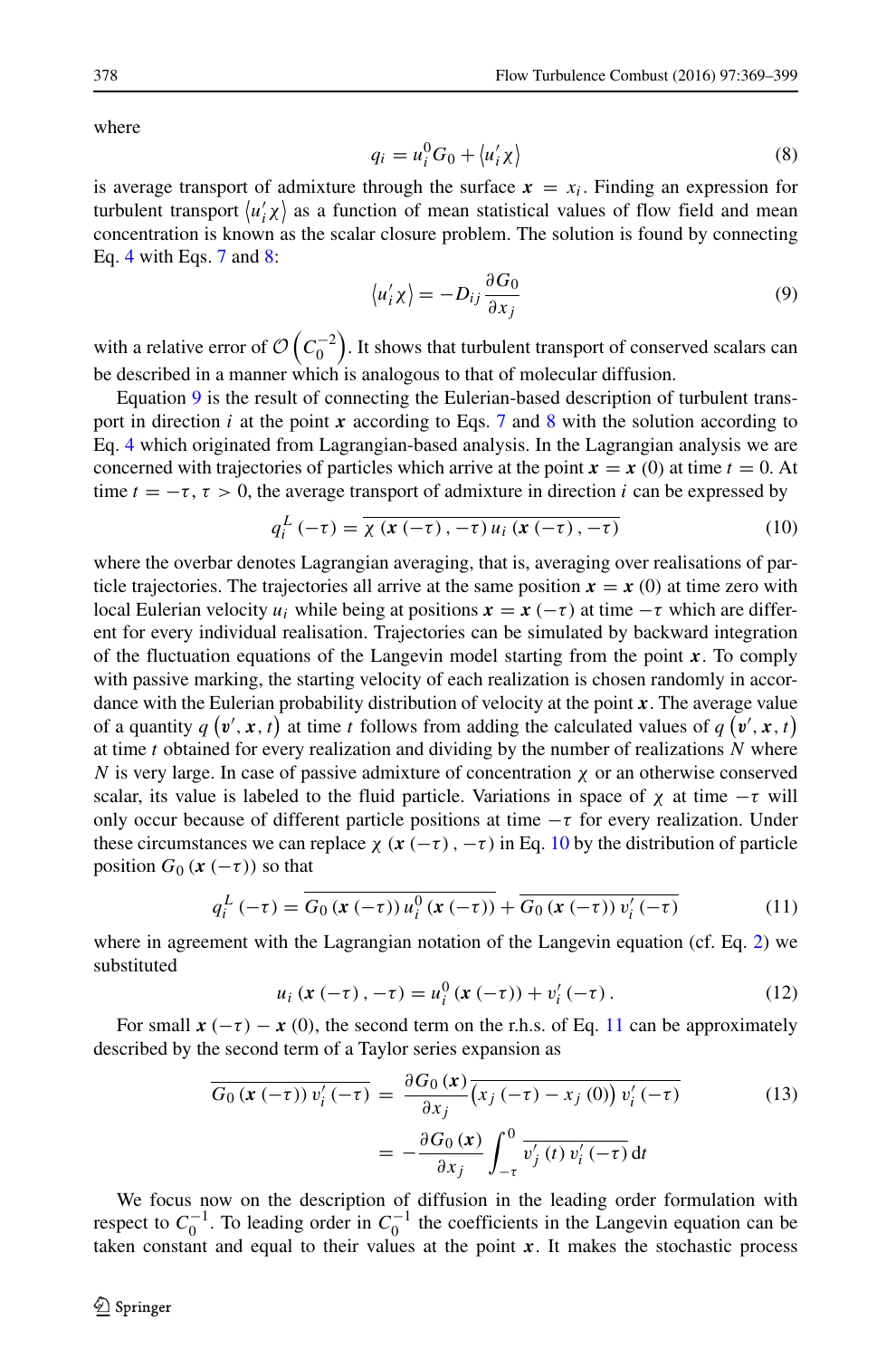where

$$q_i = u_i^0 G_0 + \left\langle u_i' \chi \right\rangle \tag{8}$$

is average transport of admixture through the surface $\boldsymbol{x} = x_i$. Finding an expression for turbulent transport $\left\langle u_i' \chi \right\rangle$ as a function of mean statistical values of flow field and mean concentration is known as the scalar closure problem. The solution is found by connecting Eq. 4 with Eqs. 7 and 8:

$$\left\langle u_i' \chi \right\rangle = -D_{ij} \frac{\partial G_0}{\partial x_j} \tag{9}$$

with a relative error of $\mathcal{O}\left(C_0^{-2}\right)$. It shows that turbulent transport of conserved scalars can be described in a manner which is analogous to that of molecular diffusion.

Equation 9 is the result of connecting the Eulerian-based description of turbulent transport in direction $i$ at the point $\boldsymbol{x}$ according to Eqs. 7 and 8 with the solution according to Eq. 4 which originated from Lagrangian-based analysis. In the Lagrangian analysis we are concerned with trajectories of particles which arrive at the point $\boldsymbol{x} = \boldsymbol{x}(0)$ at time $t = 0$. At time $t = -\tau$, $\tau > 0$, the average transport of admixture in direction $i$ can be expressed by

$$q_i^L(-\tau) = \overline{\chi\left(\boldsymbol{x}(-\tau), -\tau\right) u_i\left(\boldsymbol{x}(-\tau), -\tau\right)} \tag{10}$$

where the overbar denotes Lagrangian averaging, that is, averaging over realisations of particle trajectories. The trajectories all arrive at the same position $\boldsymbol{x} = \boldsymbol{x}(0)$ at time zero with local Eulerian velocity $u_i$ while being at positions $\boldsymbol{x} = \boldsymbol{x}(-\tau)$ at time $-\tau$ which are different for every individual realisation. Trajectories can be simulated by backward integration of the fluctuation equations of the Langevin model starting from the point $\boldsymbol{x}$. To comply with passive marking, the starting velocity of each realization is chosen randomly in accordance with the Eulerian probability distribution of velocity at the point $\boldsymbol{x}$. The average value of a quantity $q\left(\boldsymbol{v}', \boldsymbol{x}, t\right)$ at time $t$ follows from adding the calculated values of $q\left(\boldsymbol{v}', \boldsymbol{x}, t\right)$ at time $t$ obtained for every realization and dividing by the number of realizations $N$ where $N$ is very large. In case of passive admixture of concentration $\chi$ or an otherwise conserved scalar, its value is labeled to the fluid particle. Variations in space of $\chi$ at time $-\tau$ will only occur because of different particle positions at time $-\tau$ for every realization. Under these circumstances we can replace $\chi\left(\boldsymbol{x}(-\tau), -\tau\right)$ in Eq. 10 by the distribution of particle position $G_0\left(\boldsymbol{x}(-\tau)\right)$ so that

$$q_i^L(-\tau) = \overline{G_0\left(\boldsymbol{x}(-\tau)\right) u_i^0\left(\boldsymbol{x}(-\tau)\right)} + \overline{G_0\left(\boldsymbol{x}(-\tau)\right) v_i'(-\tau)} \tag{11}$$

where in agreement with the Lagrangian notation of the Langevin equation (cf. Eq. 2) we substituted

$$u_i\left(\boldsymbol{x}(-\tau), -\tau\right) = u_i^0\left(\boldsymbol{x}(-\tau)\right) + v_i'(-\tau). \tag{12}$$

For small $\boldsymbol{x}(-\tau) - \boldsymbol{x}(0)$, the second term on the r.h.s. of Eq. 11 can be approximately described by the second term of a Taylor series expansion as

$$\begin{aligned}
\overline{G_0\left(\boldsymbol{x}(-\tau)\right) v_i'(-\tau)} &= \frac{\partial G_0(\boldsymbol{x})}{\partial x_j} \overline{\left(x_j(-\tau) - x_j(0)\right) v_i'(-\tau)} \\
&= -\frac{\partial G_0(\boldsymbol{x})}{\partial x_j} \int_{-\tau}^{0} \overline{v_j'(t)\, v_i'(-\tau)}\, \mathrm{d}t
\end{aligned} \tag{13}$$

We focus now on the description of diffusion in the leading order formulation with respect to $C_0^{-1}$. To leading order in $C_0^{-1}$ the coefficients in the Langevin equation can be taken constant and equal to their values at the point $\boldsymbol{x}$. It makes the stochastic process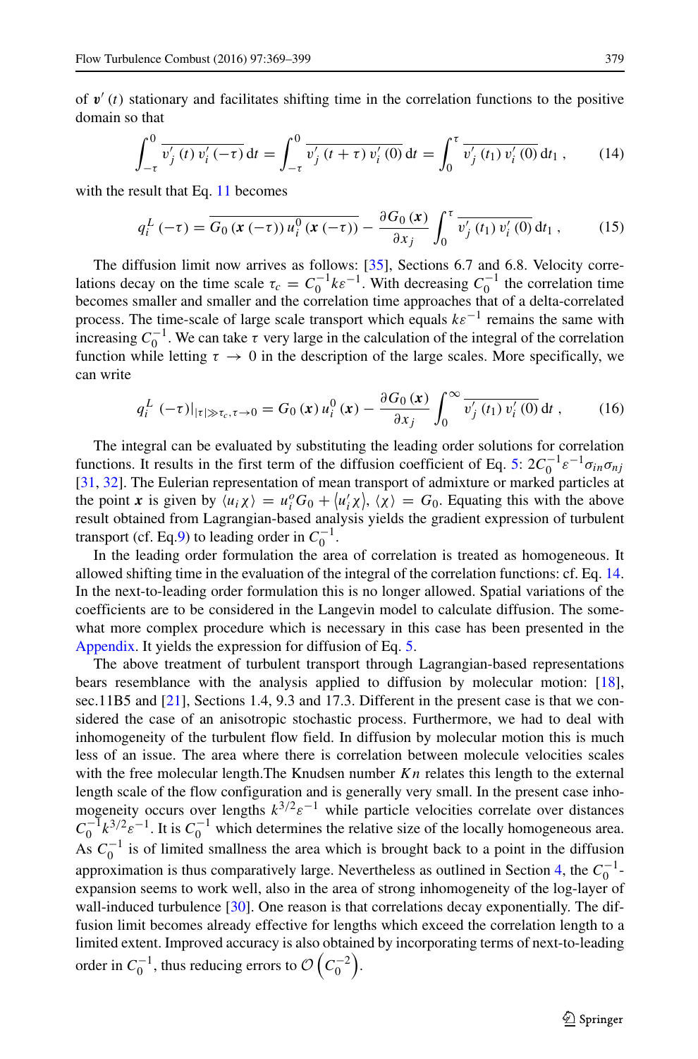of $\boldsymbol{v}'(t)$ stationary and facilitates shifting time in the correlation functions to the positive domain so that

$$\int_{-\tau}^{0} \overline{v_j'(t)\, v_i'(-\tau)}\, \mathrm{d}t = \int_{-\tau}^{0} \overline{v_j'(t+\tau)\, v_i'(0)}\, \mathrm{d}t = \int_{0}^{\tau} \overline{v_j'(t_1)\, v_i'(0)}\, \mathrm{d}t_1 \, , \tag{14}$$

with the result that Eq. 11 becomes

$$q_i^L(-\tau) = \overline{G_0(\boldsymbol{x}(-\tau))\, u_i^0(\boldsymbol{x}(-\tau))} - \frac{\partial G_0(\boldsymbol{x})}{\partial x_j} \int_0^{\tau} \overline{v_j'(t_1)\, v_i'(0)}\, \mathrm{d}t_1 \, , \tag{15}$$

The diffusion limit now arrives as follows: [35], Sections 6.7 and 6.8. Velocity correlations decay on the time scale $\tau_c = C_0^{-1} k \varepsilon^{-1}$. With decreasing $C_0^{-1}$ the correlation time becomes smaller and smaller and the correlation time approaches that of a delta-correlated process. The time-scale of large scale transport which equals $k\varepsilon^{-1}$ remains the same with increasing $C_0^{-1}$. We can take $\tau$ very large in the calculation of the integral of the correlation function while letting $\tau \to 0$ in the description of the large scales. More specifically, we can write

$$q_i^L(-\tau)|_{|\tau|\gg\tau_c, \tau\to 0} = G_0(\boldsymbol{x})\, u_i^0(\boldsymbol{x}) - \frac{\partial G_0(\boldsymbol{x})}{\partial x_j} \int_0^{\infty} \overline{v_j'(t_1)\, v_i'(0)}\, \mathrm{d}t \, , \tag{16}$$

The integral can be evaluated by substituting the leading order solutions for correlation functions. It results in the first term of the diffusion coefficient of Eq. 5: $2C_0^{-1}\varepsilon^{-1}\sigma_{in}\sigma_{nj}$ [31, 32]. The Eulerian representation of mean transport of admixture or marked particles at the point $\boldsymbol{x}$ is given by $\langle u_i \chi \rangle = u_i^o G_0 + \langle u_i' \chi \rangle$, $\langle \chi \rangle = G_0$. Equating this with the above result obtained from Lagrangian-based analysis yields the gradient expression of turbulent transport (cf. Eq.9) to leading order in $C_0^{-1}$.

In the leading order formulation the area of correlation is treated as homogeneous. It allowed shifting time in the evaluation of the integral of the correlation functions: cf. Eq. 14. In the next-to-leading order formulation this is no longer allowed. Spatial variations of the coefficients are to be considered in the Langevin model to calculate diffusion. The somewhat more complex procedure which is necessary in this case has been presented in the Appendix. It yields the expression for diffusion of Eq. 5.

The above treatment of turbulent transport through Lagrangian-based representations bears resemblance with the analysis applied to diffusion by molecular motion: [18], sec.11B5 and [21], Sections 1.4, 9.3 and 17.3. Different in the present case is that we considered the case of an anisotropic stochastic process. Furthermore, we had to deal with inhomogeneity of the turbulent flow field. In diffusion by molecular motion this is much less of an issue. The area where there is correlation between molecule velocities scales with the free molecular length.The Knudsen number $Kn$ relates this length to the external length scale of the flow configuration and is generally very small. In the present case inhomogeneity occurs over lengths $k^{3/2}\varepsilon^{-1}$ while particle velocities correlate over distances $C_0^{-1}k^{3/2}\varepsilon^{-1}$. It is $C_0^{-1}$ which determines the relative size of the locally homogeneous area. As $C_0^{-1}$ is of limited smallness the area which is brought back to a point in the diffusion approximation is thus comparatively large. Nevertheless as outlined in Section 4, the $C_0^{-1}$-expansion seems to work well, also in the area of strong inhomogeneity of the log-layer of wall-induced turbulence [30]. One reason is that correlations decay exponentially. The diffusion limit becomes already effective for lengths which exceed the correlation length to a limited extent. Improved accuracy is also obtained by incorporating terms of next-to-leading order in $C_0^{-1}$, thus reducing errors to $\mathcal{O}\left(C_0^{-2}\right)$.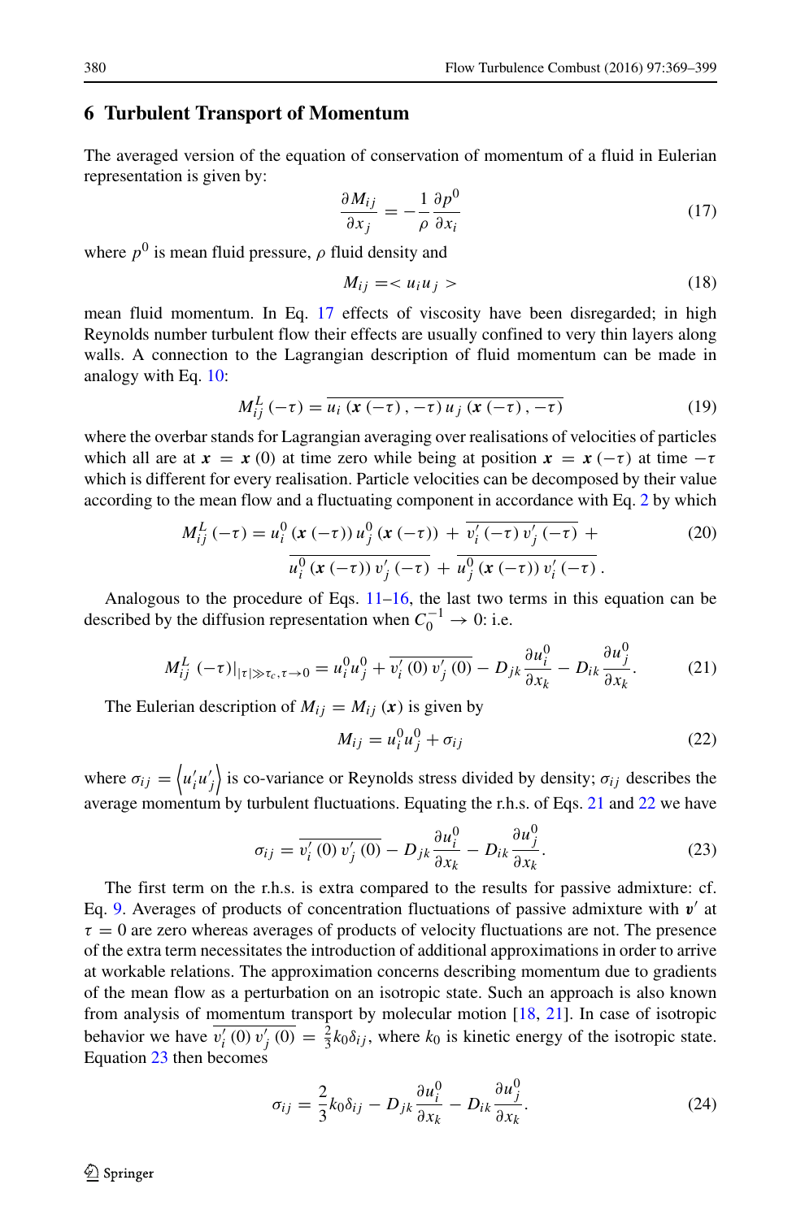## 6 Turbulent Transport of Momentum

The averaged version of the equation of conservation of momentum of a fluid in Eulerian representation is given by:

$$\frac{\partial M_{ij}}{\partial x_j} = -\frac{1}{\rho}\frac{\partial p^0}{\partial x_i} \tag{17}$$

where $p^0$ is mean fluid pressure, $\rho$ fluid density and

$$M_{ij} = < u_i u_j > \tag{18}$$

mean fluid momentum. In Eq. 17 effects of viscosity have been disregarded; in high Reynolds number turbulent flow their effects are usually confined to very thin layers along walls. A connection to the Lagrangian description of fluid momentum can be made in analogy with Eq. 10:

$$M_{ij}^L(-\tau) = \overline{u_i(\boldsymbol{x}(-\tau), -\tau)\, u_j(\boldsymbol{x}(-\tau), -\tau)} \tag{19}$$

where the overbar stands for Lagrangian averaging over realisations of velocities of particles which all are at $\boldsymbol{x} = \boldsymbol{x}(0)$ at time zero while being at position $\boldsymbol{x} = \boldsymbol{x}(-\tau)$ at time $-\tau$ which is different for every realisation. Particle velocities can be decomposed by their value according to the mean flow and a fluctuating component in accordance with Eq. 2 by which

$$\begin{aligned} M_{ij}^L(-\tau) = u_i^0(\boldsymbol{x}(-\tau))\, u_j^0(\boldsymbol{x}(-\tau)) + \overline{v_i'(-\tau)\, v_j'(-\tau)} + \\ \overline{u_i^0(\boldsymbol{x}(-\tau))\, v_j'(-\tau)} + \overline{u_j^0(\boldsymbol{x}(-\tau))\, v_i'(-\tau)}\,. \end{aligned} \tag{20}$$

Analogous to the procedure of Eqs. 11–16, the last two terms in this equation can be described by the diffusion representation when $C_0^{-1} \to 0$: i.e.

$$M_{ij}^L(-\tau)|_{|\tau|\gg\tau_c, \tau\to 0} = u_i^0 u_j^0 + \overline{v_i'(0)\, v_j'(0)} - D_{jk}\frac{\partial u_i^0}{\partial x_k} - D_{ik}\frac{\partial u_j^0}{\partial x_k}. \tag{21}$$

The Eulerian description of $M_{ij} = M_{ij}(\boldsymbol{x})$ is given by

$$M_{ij} = u_i^0 u_j^0 + \sigma_{ij} \tag{22}$$

where $\sigma_{ij} = \left\langle u_i' u_j' \right\rangle$ is co-variance or Reynolds stress divided by density; $\sigma_{ij}$ describes the average momentum by turbulent fluctuations. Equating the r.h.s. of Eqs. 21 and 22 we have

$$\sigma_{ij} = \overline{v_i'(0)\, v_j'(0)} - D_{jk}\frac{\partial u_i^0}{\partial x_k} - D_{ik}\frac{\partial u_j^0}{\partial x_k}. \tag{23}$$

The first term on the r.h.s. is extra compared to the results for passive admixture: cf. Eq. 9. Averages of products of concentration fluctuations of passive admixture with $\boldsymbol{v}'$ at $\tau = 0$ are zero whereas averages of products of velocity fluctuations are not. The presence of the extra term necessitates the introduction of additional approximations in order to arrive at workable relations. The approximation concerns describing momentum due to gradients of the mean flow as a perturbation on an isotropic state. Such an approach is also known from analysis of momentum transport by molecular motion [18, 21]. In case of isotropic behavior we have $\overline{v_i'(0)\, v_j'(0)} = \frac{2}{3}k_0\delta_{ij}$, where $k_0$ is kinetic energy of the isotropic state. Equation 23 then becomes

$$\sigma_{ij} = \frac{2}{3}k_0\delta_{ij} - D_{jk}\frac{\partial u_i^0}{\partial x_k} - D_{ik}\frac{\partial u_j^0}{\partial x_k}. \tag{24}$$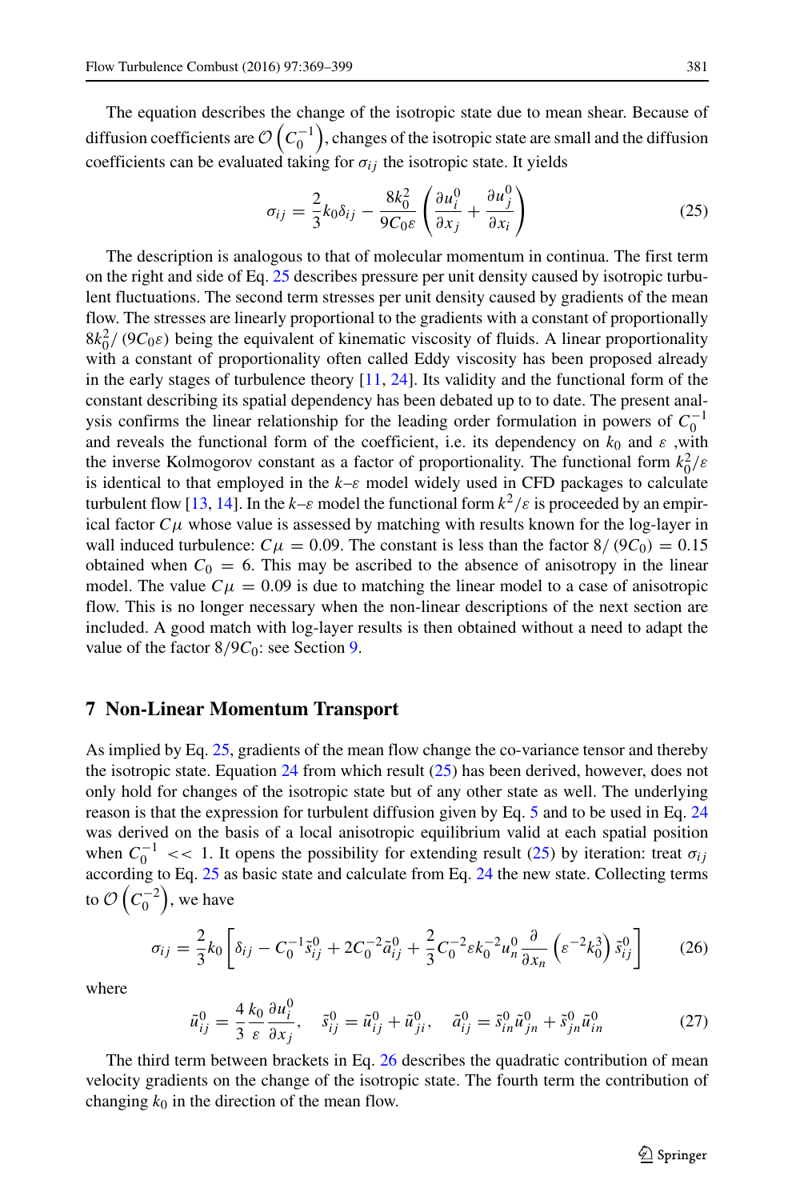The equation describes the change of the isotropic state due to mean shear. Because of diffusion coefficients are $\mathcal{O}\left(C_0^{-1}\right)$, changes of the isotropic state are small and the diffusion coefficients can be evaluated taking for $\sigma_{ij}$ the isotropic state. It yields

$$\sigma_{ij} = \frac{2}{3} k_0 \delta_{ij} - \frac{8k_0^2}{9C_0\varepsilon} \left( \frac{\partial u_i^0}{\partial x_j} + \frac{\partial u_j^0}{\partial x_i} \right) \tag{25}$$

The description is analogous to that of molecular momentum in continua. The first term on the right and side of Eq. 25 describes pressure per unit density caused by isotropic turbulent fluctuations. The second term stresses per unit density caused by gradients of the mean flow. The stresses are linearly proportional to the gradients with a constant of proportionally $8k_0^2/(9C_0\varepsilon)$ being the equivalent of kinematic viscosity of fluids. A linear proportionality with a constant of proportionality often called Eddy viscosity has been proposed already in the early stages of turbulence theory [11, 24]. Its validity and the functional form of the constant describing its spatial dependency has been debated up to to date. The present analysis confirms the linear relationship for the leading order formulation in powers of $C_0^{-1}$ and reveals the functional form of the coefficient, i.e. its dependency on $k_0$ and $\varepsilon$ ,with the inverse Kolmogorov constant as a factor of proportionality. The functional form $k_0^2/\varepsilon$ is identical to that employed in the $k$–$\varepsilon$ model widely used in CFD packages to calculate turbulent flow [13, 14]. In the $k$–$\varepsilon$ model the functional form $k^2/\varepsilon$ is proceeded by an empirical factor $C\mu$ whose value is assessed by matching with results known for the log-layer in wall induced turbulence: $C\mu = 0.09$. The constant is less than the factor $8/(9C_0) = 0.15$ obtained when $C_0 = 6$. This may be ascribed to the absence of anisotropy in the linear model. The value $C\mu = 0.09$ is due to matching the linear model to a case of anisotropic flow. This is no longer necessary when the non-linear descriptions of the next section are included. A good match with log-layer results is then obtained without a need to adapt the value of the factor $8/9C_0$: see Section 9.

## 7 Non-Linear Momentum Transport

As implied by Eq. 25, gradients of the mean flow change the co-variance tensor and thereby the isotropic state. Equation 24 from which result (25) has been derived, however, does not only hold for changes of the isotropic state but of any other state as well. The underlying reason is that the expression for turbulent diffusion given by Eq. 5 and to be used in Eq. 24 was derived on the basis of a local anisotropic equilibrium valid at each spatial position when $C_0^{-1} << 1$. It opens the possibility for extending result (25) by iteration: treat $\sigma_{ij}$ according to Eq. 25 as basic state and calculate from Eq. 24 the new state. Collecting terms to $\mathcal{O}\left(C_0^{-2}\right)$, we have

$$\sigma_{ij} = \frac{2}{3} k_0 \left[ \delta_{ij} - C_0^{-1} \tilde{s}_{ij}^0 + 2C_0^{-2} \tilde{a}_{ij}^0 + \frac{2}{3} C_0^{-2} \varepsilon k_0^{-2} u_n^0 \frac{\partial}{\partial x_n} \left( \varepsilon^{-2} k_0^3 \right) \tilde{s}_{ij}^0 \right] \tag{26}$$

where

$$\tilde{u}_{ij}^0 = \frac{4}{3} \frac{k_0}{\varepsilon} \frac{\partial u_i^0}{\partial x_j}, \quad \tilde{s}_{ij}^0 = \tilde{u}_{ij}^0 + \tilde{u}_{ji}^0, \quad \tilde{a}_{ij}^0 = \tilde{s}_{in}^0 \tilde{u}_{jn}^0 + \tilde{s}_{jn}^0 \tilde{u}_{in}^0 \tag{27}$$

The third term between brackets in Eq. 26 describes the quadratic contribution of mean velocity gradients on the change of the isotropic state. The fourth term the contribution of changing $k_0$ in the direction of the mean flow.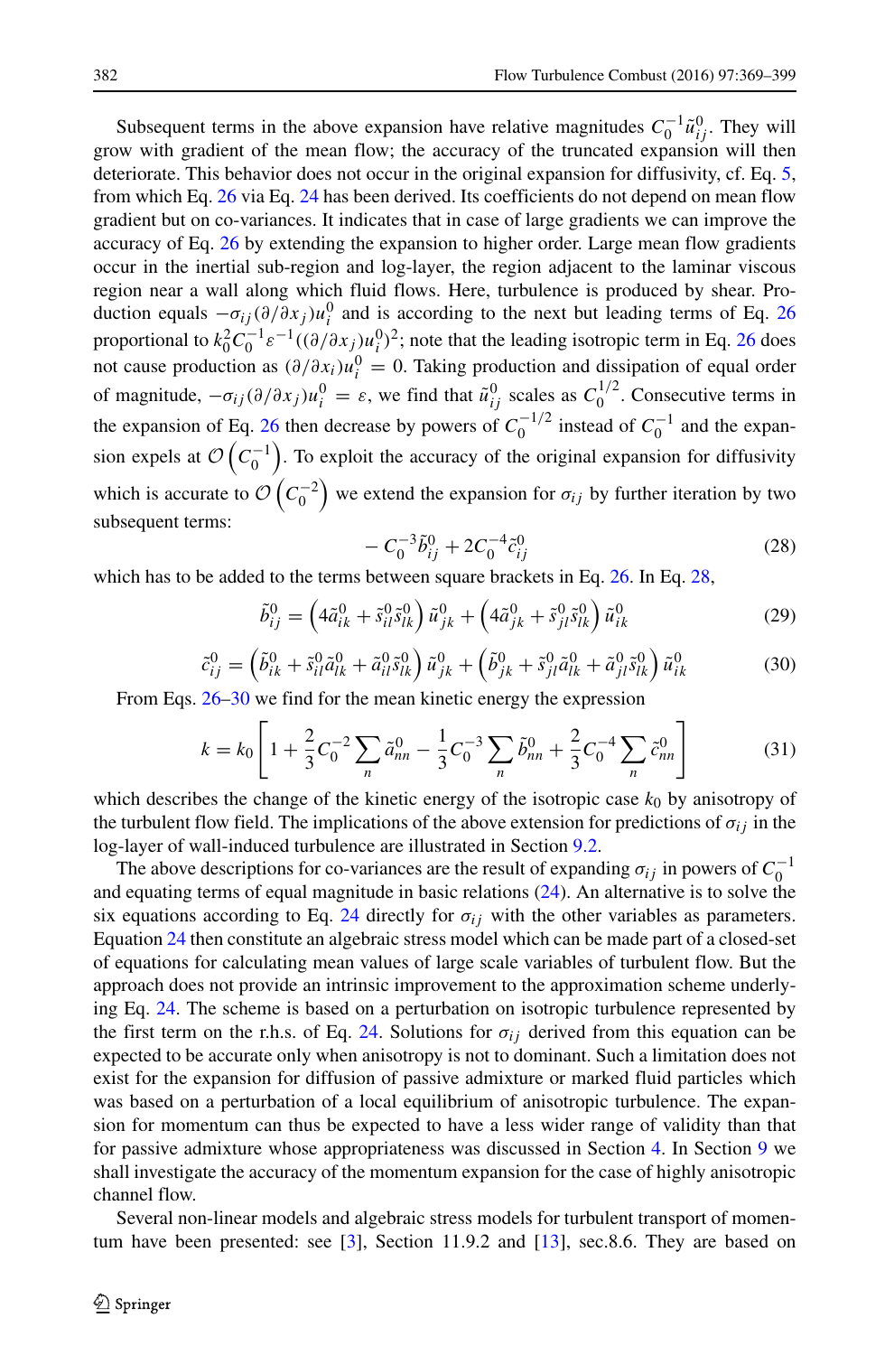Subsequent terms in the above expansion have relative magnitudes $C_0^{-1}\tilde{u}_{ij}^0$. They will grow with gradient of the mean flow; the accuracy of the truncated expansion will then deteriorate. This behavior does not occur in the original expansion for diffusivity, cf. Eq. 5, from which Eq. 26 via Eq. 24 has been derived. Its coefficients do not depend on mean flow gradient but on co-variances. It indicates that in case of large gradients we can improve the accuracy of Eq. 26 by extending the expansion to higher order. Large mean flow gradients occur in the inertial sub-region and log-layer, the region adjacent to the laminar viscous region near a wall along which fluid flows. Here, turbulence is produced by shear. Production equals $-\sigma_{ij}(\partial/\partial x_j)u_i^0$ and is according to the next but leading terms of Eq. 26 proportional to $k_0^2 C_0^{-1}\varepsilon^{-1}((\partial/\partial x_j)u_i^0)^2$; note that the leading isotropic term in Eq. 26 does not cause production as $(\partial/\partial x_i)u_i^0 = 0$. Taking production and dissipation of equal order of magnitude, $-\sigma_{ij}(\partial/\partial x_j)u_i^0 = \varepsilon$, we find that $\tilde{u}_{ij}^0$ scales as $C_0^{1/2}$. Consecutive terms in the expansion of Eq. 26 then decrease by powers of $C_0^{-1/2}$ instead of $C_0^{-1}$ and the expansion expels at $\mathcal{O}\left(C_0^{-1}\right)$. To exploit the accuracy of the original expansion for diffusivity which is accurate to $\mathcal{O}\left(C_0^{-2}\right)$ we extend the expansion for $\sigma_{ij}$ by further iteration by two subsequent terms:

$$-C_0^{-3}\tilde{b}_{ij}^0 + 2C_0^{-4}\tilde{c}_{ij}^0 \tag{28}$$

which has to be added to the terms between square brackets in Eq. 26. In Eq. 28,

$$\tilde{b}_{ij}^0 = \left(4\tilde{a}_{ik}^0 + \tilde{s}_{il}^0\tilde{s}_{lk}^0\right)\tilde{u}_{jk}^0 + \left(4\tilde{a}_{jk}^0 + \tilde{s}_{jl}^0\tilde{s}_{lk}^0\right)\tilde{u}_{ik}^0 \tag{29}$$

$$\tilde{c}_{ij}^0 = \left(\tilde{b}_{ik}^0 + \tilde{s}_{il}^0\tilde{a}_{lk}^0 + \tilde{a}_{il}^0\tilde{s}_{lk}^0\right)\tilde{u}_{jk}^0 + \left(\tilde{b}_{jk}^0 + \tilde{s}_{jl}^0\tilde{a}_{lk}^0 + \tilde{a}_{jl}^0\tilde{s}_{lk}^0\right)\tilde{u}_{ik}^0 \tag{30}$$

From Eqs. 26–30 we find for the mean kinetic energy the expression

$$k = k_0\left[1 + \frac{2}{3}C_0^{-2}\sum_n \tilde{a}_{nn}^0 - \frac{1}{3}C_0^{-3}\sum_n \tilde{b}_{nn}^0 + \frac{2}{3}C_0^{-4}\sum_n \tilde{c}_{nn}^0\right] \tag{31}$$

which describes the change of the kinetic energy of the isotropic case $k_0$ by anisotropy of the turbulent flow field. The implications of the above extension for predictions of $\sigma_{ij}$ in the log-layer of wall-induced turbulence are illustrated in Section 9.2.

The above descriptions for co-variances are the result of expanding $\sigma_{ij}$ in powers of $C_0^{-1}$ and equating terms of equal magnitude in basic relations (24). An alternative is to solve the six equations according to Eq. 24 directly for $\sigma_{ij}$ with the other variables as parameters. Equation 24 then constitute an algebraic stress model which can be made part of a closed-set of equations for calculating mean values of large scale variables of turbulent flow. But the approach does not provide an intrinsic improvement to the approximation scheme underlying Eq. 24. The scheme is based on a perturbation on isotropic turbulence represented by the first term on the r.h.s. of Eq. 24. Solutions for $\sigma_{ij}$ derived from this equation can be expected to be accurate only when anisotropy is not to dominant. Such a limitation does not exist for the expansion for diffusion of passive admixture or marked fluid particles which was based on a perturbation of a local equilibrium of anisotropic turbulence. The expansion for momentum can thus be expected to have a less wider range of validity than that for passive admixture whose appropriateness was discussed in Section 4. In Section 9 we shall investigate the accuracy of the momentum expansion for the case of highly anisotropic channel flow.

Several non-linear models and algebraic stress models for turbulent transport of momentum have been presented: see [3], Section 11.9.2 and [13], sec.8.6. They are based on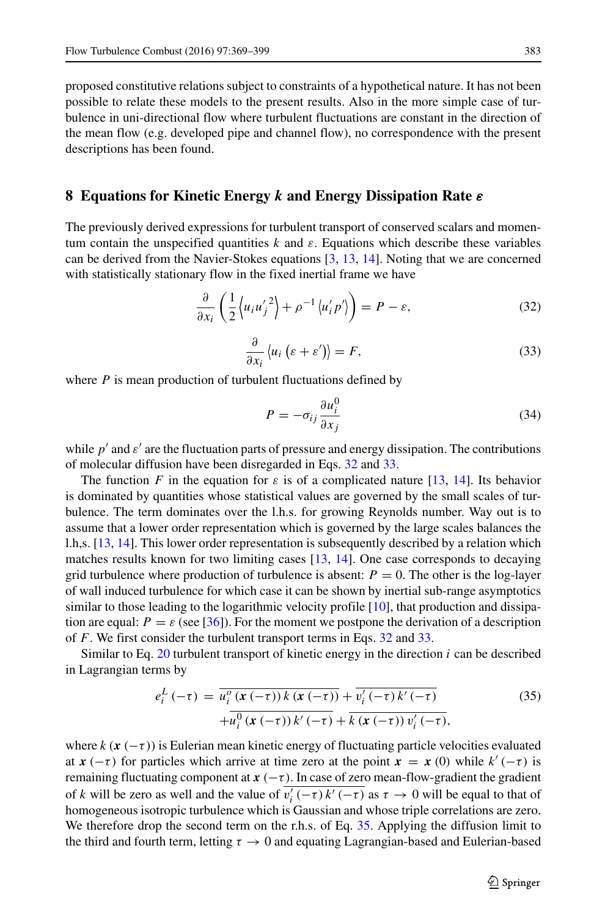proposed constitutive relations subject to constraints of a hypothetical nature. It has not been possible to relate these models to the present results. Also in the more simple case of turbulence in uni-directional flow where turbulent fluctuations are constant in the direction of the mean flow (e.g. developed pipe and channel flow), no correspondence with the present descriptions has been found.

## 8 Equations for Kinetic Energy $k$ and Energy Dissipation Rate $\varepsilon$

The previously derived expressions for turbulent transport of conserved scalars and momentum contain the unspecified quantities $k$ and $\varepsilon$. Equations which describe these variables can be derived from the Navier-Stokes equations [3, 13, 14]. Noting that we are concerned with statistically stationary flow in the fixed inertial frame we have

$$\frac{\partial}{\partial x_i}\left(\frac{1}{2}\left\langle u_i {u'_j}^2\right\rangle + \rho^{-1}\left\langle u'_i p'\right\rangle\right) = P - \varepsilon, \tag{32}$$

$$\frac{\partial}{\partial x_i}\left\langle u_i\left(\varepsilon + \varepsilon'\right)\right\rangle = F, \tag{33}$$

where $P$ is mean production of turbulent fluctuations defined by

$$P = -\sigma_{ij}\frac{\partial u_i^0}{\partial x_j} \tag{34}$$

while $p'$ and $\varepsilon'$ are the fluctuation parts of pressure and energy dissipation. The contributions of molecular diffusion have been disregarded in Eqs. 32 and 33.

The function $F$ in the equation for $\varepsilon$ is of a complicated nature [13, 14]. Its behavior is dominated by quantities whose statistical values are governed by the small scales of turbulence. The term dominates over the l.h.s. for growing Reynolds number. Way out is to assume that a lower order representation which is governed by the large scales balances the l.h,s. [13, 14]. This lower order representation is subsequently described by a relation which matches results known for two limiting cases [13, 14]. One case corresponds to decaying grid turbulence where production of turbulence is absent: $P = 0$. The other is the log-layer of wall induced turbulence for which case it can be shown by inertial sub-range asymptotics similar to those leading to the logarithmic velocity profile [10], that production and dissipation are equal: $P = \varepsilon$ (see [36]). For the moment we postpone the derivation of a description of $F$. We first consider the turbulent transport terms in Eqs. 32 and 33.

Similar to Eq. 20 turbulent transport of kinetic energy in the direction $i$ can be described in Lagrangian terms by

$$\begin{aligned} e_i^L(-\tau) = {} & \overline{u_i^o(\boldsymbol{x}(-\tau))\, k(\boldsymbol{x}(-\tau))} + \overline{v'_i(-\tau)\, k'(-\tau)} \\ & + \overline{u_i^0(\boldsymbol{x}(-\tau))\, k'(-\tau)} + \overline{k(\boldsymbol{x}(-\tau))\, v'_i(-\tau)}, \end{aligned} \tag{35}$$

where $k(\boldsymbol{x}(-\tau))$ is Eulerian mean kinetic energy of fluctuating particle velocities evaluated at $\boldsymbol{x}(-\tau)$ for particles which arrive at time zero at the point $\boldsymbol{x} = \boldsymbol{x}(0)$ while $k'(-\tau)$ is remaining fluctuating component at $\boldsymbol{x}(-\tau)$. In case of zero mean-flow-gradient the gradient of $k$ will be zero as well and the value of $\overline{v'_i(-\tau)\, k'(-\tau)}$ as $\tau \to 0$ will be equal to that of homogeneous isotropic turbulence which is Gaussian and whose triple correlations are zero. We therefore drop the second term on the r.h.s. of Eq. 35. Applying the diffusion limit to the third and fourth term, letting $\tau \to 0$ and equating Lagrangian-based and Eulerian-based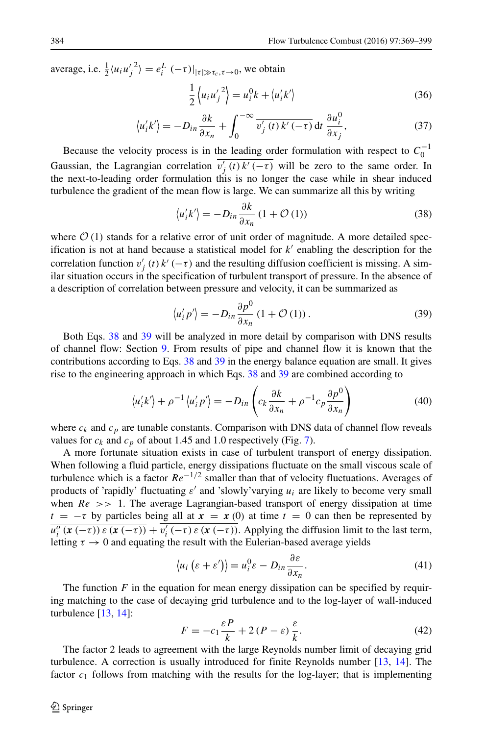average, i.e. $\frac{1}{2}\langle u_i {u'_j}^2 \rangle = e_i^L\ (-\tau)|_{|\tau|\gg\tau_c, \tau\to 0}$, we obtain

$$\frac{1}{2}\left\langle u_i {u'_j}^2 \right\rangle = u_i^0 k + \langle u'_i k' \rangle \tag{36}$$

$$\langle u'_i k' \rangle = -D_{in}\frac{\partial k}{\partial x_n} + \int_0^{-\infty} \overline{v'_j\,(t)\,k'\,(-\tau)}\,\mathrm{d}t\,\frac{\partial u_i^0}{\partial x_j}, \tag{37}$$

Because the velocity process is in the leading order formulation with respect to $C_0^{-1}$ Gaussian, the Lagrangian correlation $\overline{v'_j\,(t)\,k'\,(-\tau)}$ will be zero to the same order. In the next-to-leading order formulation this is no longer the case while in shear induced turbulence the gradient of the mean flow is large. We can summarize all this by writing

$$\langle u'_i k' \rangle = -D_{in}\frac{\partial k}{\partial x_n}\,(1 + \mathcal{O}\,(1)) \tag{38}$$

where $\mathcal{O}\,(1)$ stands for a relative error of unit order of magnitude. A more detailed specification is not at hand because a statistical model for $k'$ enabling the description for the correlation function $\overline{v'_j\,(t)\,k'\,(-\tau)}$ and the resulting diffusion coefficient is missing. A similar situation occurs in the specification of turbulent transport of pressure. In the absence of a description of correlation between pressure and velocity, it can be summarized as

$$\langle u'_i p' \rangle = -D_{in}\frac{\partial p^0}{\partial x_n}\,(1 + \mathcal{O}\,(1))\,. \tag{39}$$

Both Eqs. 38 and 39 will be analyzed in more detail by comparison with DNS results of channel flow: Section 9. From results of pipe and channel flow it is known that the contributions according to Eqs. 38 and 39 in the energy balance equation are small. It gives rise to the engineering approach in which Eqs. 38 and 39 are combined according to

$$\langle u'_i k' \rangle + \rho^{-1}\langle u'_i p' \rangle = -D_{in}\left(c_k\frac{\partial k}{\partial x_n} + \rho^{-1}c_p\frac{\partial p^0}{\partial x_n}\right) \tag{40}$$

where $c_k$ and $c_p$ are tunable constants. Comparison with DNS data of channel flow reveals values for $c_k$ and $c_p$ of about 1.45 and 1.0 respectively (Fig. 7).

A more fortunate situation exists in case of turbulent transport of energy dissipation. When following a fluid particle, energy dissipations fluctuate on the small viscous scale of turbulence which is a factor $Re^{-1/2}$ smaller than that of velocity fluctuations. Averages of products of 'rapidly' fluctuating $\varepsilon'$ and 'slowly'varying $u_i$ are likely to become very small when $Re >> 1$. The average Lagrangian-based transport of energy dissipation at time $t = -\tau$ by particles being all at $\boldsymbol{x} = \boldsymbol{x}\,(0)$ at time $t = 0$ can then be represented by $\overline{u_i^o\,(\boldsymbol{x}\,(-\tau))\,\varepsilon\,(\boldsymbol{x}\,(-\tau))} + \overline{v'_i\,(-\tau)\,\varepsilon\,(\boldsymbol{x}\,(-\tau))}$. Applying the diffusion limit to the last term, letting $\tau \to 0$ and equating the result with the Eulerian-based average yields

$$\left\langle u_i\left(\varepsilon + \varepsilon'\right)\right\rangle = u_i^0\varepsilon - D_{in}\frac{\partial \varepsilon}{\partial x_n}. \tag{41}$$

The function $F$ in the equation for mean energy dissipation can be specified by requiring matching to the case of decaying grid turbulence and to the log-layer of wall-induced turbulence [13, 14]:

$$F = -c_1\frac{\varepsilon P}{k} + 2\,(P - \varepsilon)\,\frac{\varepsilon}{k}. \tag{42}$$

The factor 2 leads to agreement with the large Reynolds number limit of decaying grid turbulence. A correction is usually introduced for finite Reynolds number [13, 14]. The factor $c_1$ follows from matching with the results for the log-layer; that is implementing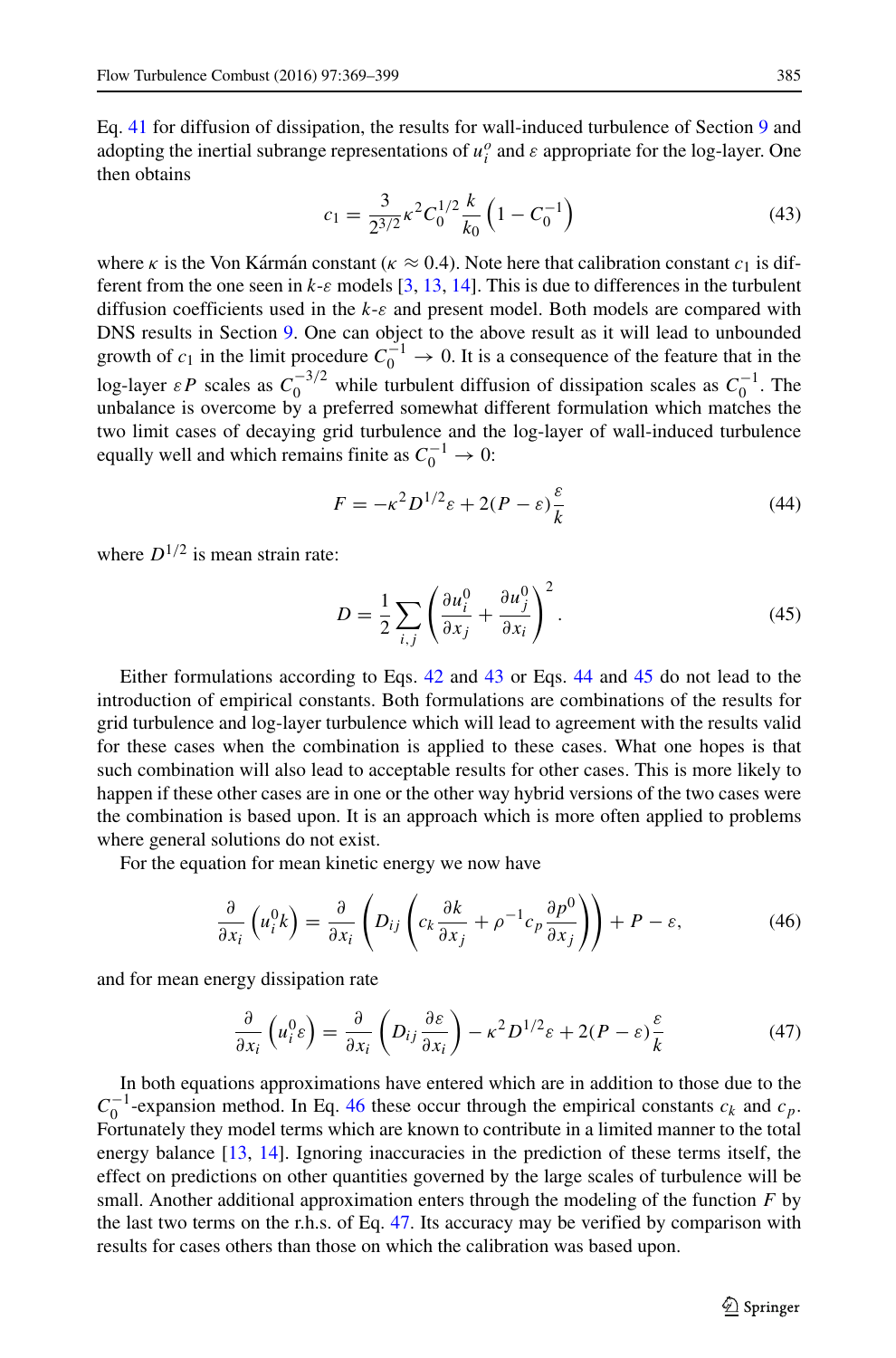Eq. 41 for diffusion of dissipation, the results for wall-induced turbulence of Section 9 and adopting the inertial subrange representations of $u_i^o$ and $\varepsilon$ appropriate for the log-layer. One then obtains

$$c_1 = \frac{3}{2^{3/2}} \kappa^2 C_0^{1/2} \frac{k}{k_0} \left(1 - C_0^{-1}\right) \tag{43}$$

where $\kappa$ is the Von Kármán constant ($\kappa \approx 0.4$). Note here that calibration constant $c_1$ is different from the one seen in $k$-$\varepsilon$ models [3, 13, 14]. This is due to differences in the turbulent diffusion coefficients used in the $k$-$\varepsilon$ and present model. Both models are compared with DNS results in Section 9. One can object to the above result as it will lead to unbounded growth of $c_1$ in the limit procedure $C_0^{-1} \to 0$. It is a consequence of the feature that in the log-layer $\varepsilon P$ scales as $C_0^{-3/2}$ while turbulent diffusion of dissipation scales as $C_0^{-1}$. The unbalance is overcome by a preferred somewhat different formulation which matches the two limit cases of decaying grid turbulence and the log-layer of wall-induced turbulence equally well and which remains finite as $C_0^{-1} \to 0$:

$$F = -\kappa^2 D^{1/2} \varepsilon + 2(P - \varepsilon)\frac{\varepsilon}{k} \tag{44}$$

where $D^{1/2}$ is mean strain rate:

$$D = \frac{1}{2} \sum_{i,j} \left( \frac{\partial u_i^0}{\partial x_j} + \frac{\partial u_j^0}{\partial x_i} \right)^2. \tag{45}$$

Either formulations according to Eqs. 42 and 43 or Eqs. 44 and 45 do not lead to the introduction of empirical constants. Both formulations are combinations of the results for grid turbulence and log-layer turbulence which will lead to agreement with the results valid for these cases when the combination is applied to these cases. What one hopes is that such combination will also lead to acceptable results for other cases. This is more likely to happen if these other cases are in one or the other way hybrid versions of the two cases were the combination is based upon. It is an approach which is more often applied to problems where general solutions do not exist.

For the equation for mean kinetic energy we now have

$$\frac{\partial}{\partial x_i}\left(u_i^0 k\right) = \frac{\partial}{\partial x_i}\left(D_{ij}\left(c_k \frac{\partial k}{\partial x_j} + \rho^{-1} c_p \frac{\partial p^0}{\partial x_j}\right)\right) + P - \varepsilon, \tag{46}$$

and for mean energy dissipation rate

$$\frac{\partial}{\partial x_i}\left(u_i^0 \varepsilon\right) = \frac{\partial}{\partial x_i}\left(D_{ij} \frac{\partial \varepsilon}{\partial x_i}\right) - \kappa^2 D^{1/2} \varepsilon + 2(P - \varepsilon)\frac{\varepsilon}{k} \tag{47}$$

In both equations approximations have entered which are in addition to those due to the $C_0^{-1}$-expansion method. In Eq. 46 these occur through the empirical constants $c_k$ and $c_p$. Fortunately they model terms which are known to contribute in a limited manner to the total energy balance [13, 14]. Ignoring inaccuracies in the prediction of these terms itself, the effect on predictions on other quantities governed by the large scales of turbulence will be small. Another additional approximation enters through the modeling of the function $F$ by the last two terms on the r.h.s. of Eq. 47. Its accuracy may be verified by comparison with results for cases others than those on which the calibration was based upon.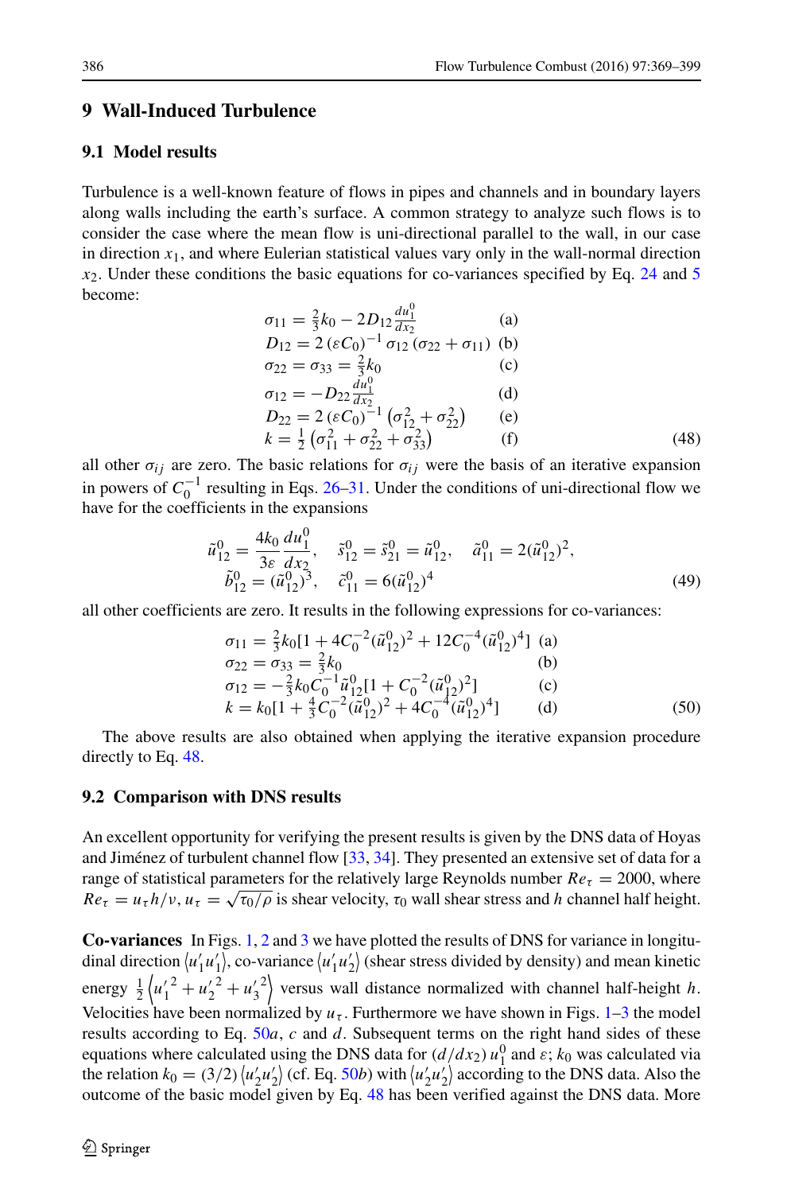## 9 Wall-Induced Turbulence

### 9.1 Model results

Turbulence is a well-known feature of flows in pipes and channels and in boundary layers along walls including the earth's surface. A common strategy to analyze such flows is to consider the case where the mean flow is uni-directional parallel to the wall, in our case in direction $x_1$, and where Eulerian statistical values vary only in the wall-normal direction $x_2$. Under these conditions the basic equations for co-variances specified by Eq. 24 and 5 become:

$$
\begin{array}{ll}
\sigma_{11} = \frac{2}{3}k_0 - 2D_{12}\frac{du_1^0}{dx_2} & \text{(a)} \\
D_{12} = 2\,(\varepsilon C_0)^{-1}\,\sigma_{12}\,(\sigma_{22}+\sigma_{11}) & \text{(b)} \\
\sigma_{22} = \sigma_{33} = \frac{2}{3}k_0 & \text{(c)} \\
\sigma_{12} = -D_{22}\frac{du_1^0}{dx_2} & \text{(d)} \\
D_{22} = 2\,(\varepsilon C_0)^{-1}\left(\sigma_{12}^2+\sigma_{22}^2\right) & \text{(e)} \\
k = \frac{1}{2}\left(\sigma_{11}^2+\sigma_{22}^2+\sigma_{33}^2\right) & \text{(f)}
\end{array}
\qquad (48)
$$

all other $\sigma_{ij}$ are zero. The basic relations for $\sigma_{ij}$ were the basis of an iterative expansion in powers of $C_0^{-1}$ resulting in Eqs. 26–31. Under the conditions of uni-directional flow we have for the coefficients in the expansions

$$
\tilde{u}_{12}^0 = \frac{4k_0}{3\varepsilon}\frac{du_1^0}{dx_2}, \quad \tilde{s}_{12}^0 = \tilde{s}_{21}^0 = \tilde{u}_{12}^0, \quad \tilde{a}_{11}^0 = 2(\tilde{u}_{12}^0)^2,
$$
$$
\tilde{b}_{12}^0 = (\tilde{u}_{12}^0)^3, \quad \tilde{c}_{11}^0 = 6(\tilde{u}_{12}^0)^4 \qquad (49)
$$

all other coefficients are zero. It results in the following expressions for co-variances:

$$
\begin{array}{ll}
\sigma_{11} = \frac{2}{3}k_0[1+4C_0^{-2}(\tilde{u}_{12}^0)^2+12C_0^{-4}(\tilde{u}_{12}^0)^4] & \text{(a)} \\
\sigma_{22} = \sigma_{33} = \frac{2}{3}k_0 & \text{(b)} \\
\sigma_{12} = -\frac{2}{3}k_0C_0^{-1}\tilde{u}_{12}^0[1+C_0^{-2}(\tilde{u}_{12}^0)^2] & \text{(c)} \\
k = k_0[1+\frac{4}{3}C_0^{-2}(\tilde{u}_{12}^0)^2+4C_0^{-4}(\tilde{u}_{12}^0)^4] & \text{(d)}
\end{array}
\qquad (50)
$$

The above results are also obtained when applying the iterative expansion procedure directly to Eq. 48.

### 9.2 Comparison with DNS results

An excellent opportunity for verifying the present results is given by the DNS data of Hoyas and Jiménez of turbulent channel flow [33, 34]. They presented an extensive set of data for a range of statistical parameters for the relatively large Reynolds number $Re_\tau = 2000$, where $Re_\tau = u_\tau h/\nu$, $u_\tau = \sqrt{\tau_0/\rho}$ is shear velocity, $\tau_0$ wall shear stress and $h$ channel half height.

**Co-variances** In Figs. 1, 2 and 3 we have plotted the results of DNS for variance in longitudinal direction $\langle u_1'u_1'\rangle$, co-variance $\langle u_1'u_2'\rangle$ (shear stress divided by density) and mean kinetic energy $\frac{1}{2}\left\langle {u_1'}^2+{u_2'}^2+{u_3'}^2\right\rangle$ versus wall distance normalized with channel half-height $h$. Velocities have been normalized by $u_\tau$. Furthermore we have shown in Figs. 1–3 the model results according to Eq. 50*a*, *c* and *d*. Subsequent terms on the right hand sides of these equations where calculated using the DNS data for $(d/dx_2)\,u_1^0$ and $\varepsilon$; $k_0$ was calculated via the relation $k_0 = (3/2)\langle u_2'u_2'\rangle$ (cf. Eq. 50*b*) with $\langle u_2'u_2'\rangle$ according to the DNS data. Also the outcome of the basic model given by Eq. 48 has been verified against the DNS data. More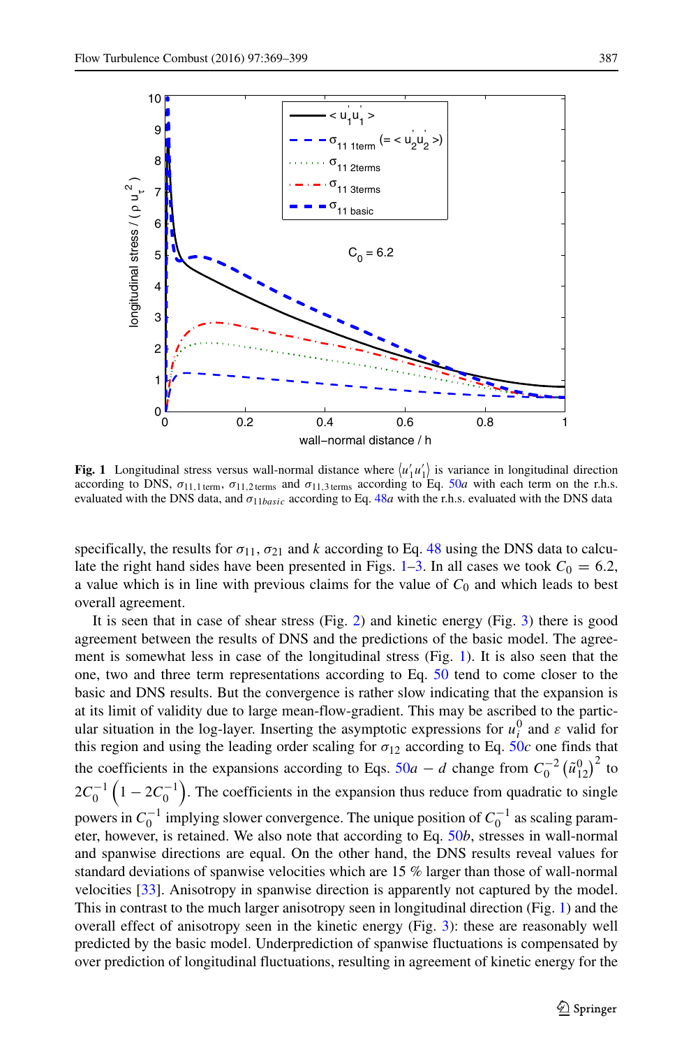**Fig. 1** Longitudinal stress versus wall-normal distance where $\langle u_1' u_1' \rangle$ is variance in longitudinal direction according to DNS, $\sigma_{11,1\,\text{term}}$, $\sigma_{11,2\,\text{terms}}$ and $\sigma_{11,3\,\text{terms}}$ according to Eq. 50*a* with each term on the r.h.s. evaluated with the DNS data, and $\sigma_{11basic}$ according to Eq. 48*a* with the r.h.s. evaluated with the DNS data

specifically, the results for $\sigma_{11}$, $\sigma_{21}$ and $k$ according to Eq. 48 using the DNS data to calculate the right hand sides have been presented in Figs. 1–3. In all cases we took $C_0 = 6.2$, a value which is in line with previous claims for the value of $C_0$ and which leads to best overall agreement.

It is seen that in case of shear stress (Fig. 2) and kinetic energy (Fig. 3) there is good agreement between the results of DNS and the predictions of the basic model. The agreement is somewhat less in case of the longitudinal stress (Fig. 1). It is also seen that the one, two and three term representations according to Eq. 50 tend to come closer to the basic and DNS results. But the convergence is rather slow indicating that the expansion is at its limit of validity due to large mean-flow-gradient. This may be ascribed to the particular situation in the log-layer. Inserting the asymptotic expressions for $u_i^0$ and $\varepsilon$ valid for this region and using the leading order scaling for $\sigma_{12}$ according to Eq. 50*c* one finds that the coefficients in the expansions according to Eqs. 50*a* − *d* change from $C_0^{-2}\left(\tilde{u}_{12}^0\right)^2$ to $2C_0^{-1}\left(1 - 2C_0^{-1}\right)$. The coefficients in the expansion thus reduce from quadratic to single powers in $C_0^{-1}$ implying slower convergence. The unique position of $C_0^{-1}$ as scaling parameter, however, is retained. We also note that according to Eq. 50*b*, stresses in wall-normal and spanwise directions are equal. On the other hand, the DNS results reveal values for standard deviations of spanwise velocities which are 15 % larger than those of wall-normal velocities [33]. Anisotropy in spanwise direction is apparently not captured by the model. This in contrast to the much larger anisotropy seen in longitudinal direction (Fig. 1) and the overall effect of anisotropy seen in the kinetic energy (Fig. 3): these are reasonably well predicted by the basic model. Underprediction of spanwise fluctuations is compensated by over prediction of longitudinal fluctuations, resulting in agreement of kinetic energy for the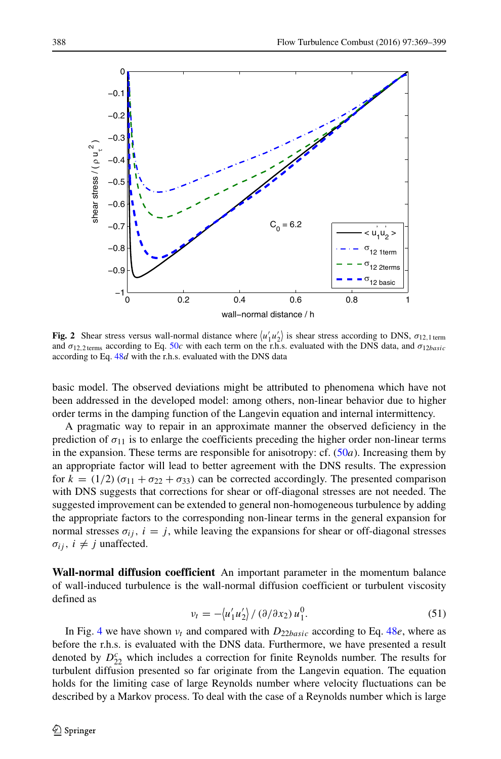**Fig. 2** Shear stress versus wall-normal distance where $\langle u_1' u_2' \rangle$ is shear stress according to DNS, $\sigma_{12,1\,\mathrm{term}}$ and $\sigma_{12,2\,\mathrm{terms}}$ according to Eq. 50*c* with each term on the r.h.s. evaluated with the DNS data, and $\sigma_{12basic}$ according to Eq. 48*d* with the r.h.s. evaluated with the DNS data

basic model. The observed deviations might be attributed to phenomena which have not been addressed in the developed model: among others, non-linear behavior due to higher order terms in the damping function of the Langevin equation and internal intermittency.

A pragmatic way to repair in an approximate manner the observed deficiency in the prediction of $\sigma_{11}$ is to enlarge the coefficients preceding the higher order non-linear terms in the expansion. These terms are responsible for anisotropy: cf. (50*a*). Increasing them by an appropriate factor will lead to better agreement with the DNS results. The expression for $k = (1/2)\,(\sigma_{11} + \sigma_{22} + \sigma_{33})$ can be corrected accordingly. The presented comparison with DNS suggests that corrections for shear or off-diagonal stresses are not needed. The suggested improvement can be extended to general non-homogeneous turbulence by adding the appropriate factors to the corresponding non-linear terms in the general expansion for normal stresses $\sigma_{ij}$, $i = j$, while leaving the expansions for shear or off-diagonal stresses $\sigma_{ij}$, $i \neq j$ unaffected.

**Wall-normal diffusion coefficient** An important parameter in the momentum balance of wall-induced turbulence is the wall-normal diffusion coefficient or turbulent viscosity defined as

$$\nu_t = -\langle u_1' u_2' \rangle \,/\, (\partial/\partial x_2)\, u_1^0. \tag{51}$$

In Fig. 4 we have shown $\nu_t$ and compared with $D_{22basic}$ according to Eq. 48*e*, where as before the r.h.s. is evaluated with the DNS data. Furthermore, we have presented a result denoted by $D_{22}^c$ which includes a correction for finite Reynolds number. The results for turbulent diffusion presented so far originate from the Langevin equation. The equation holds for the limiting case of large Reynolds number where velocity fluctuations can be described by a Markov process. To deal with the case of a Reynolds number which is large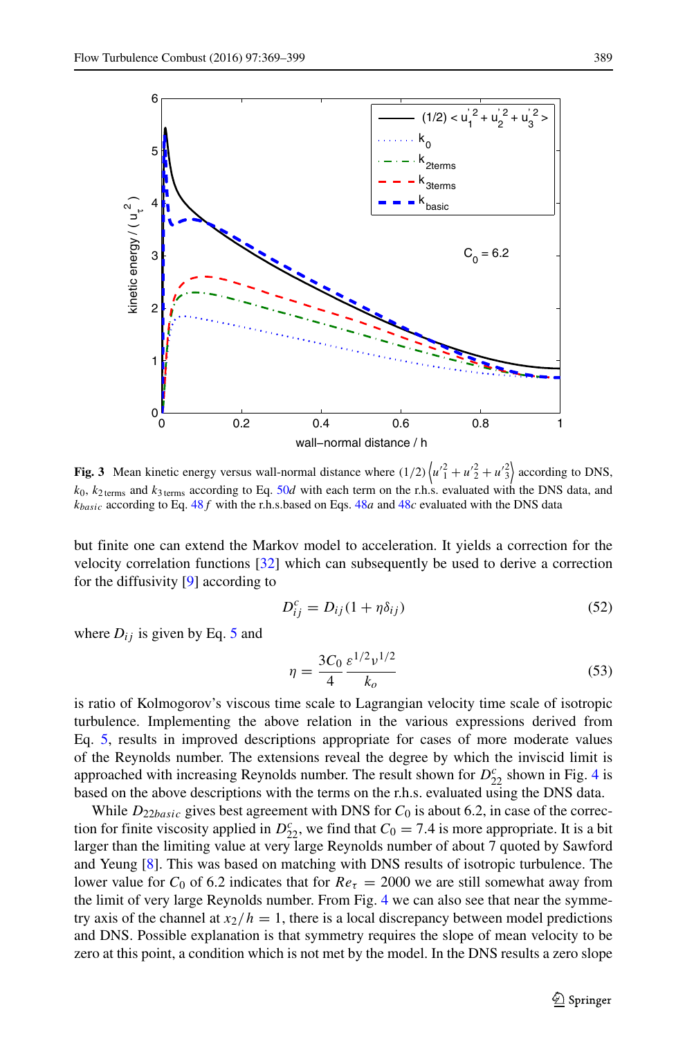**Fig. 3** Mean kinetic energy versus wall-normal distance where $(1/2)\left\langle u'^2_1 + u'^2_2 + u'^2_3 \right\rangle$ according to DNS, $k_0$, $k_{2\,\text{terms}}$ and $k_{3\,\text{terms}}$ according to Eq. 50*d* with each term on the r.h.s. evaluated with the DNS data, and $k_{basic}$ according to Eq. 48*f* with the r.h.s.based on Eqs. 48*a* and 48*c* evaluated with the DNS data

but finite one can extend the Markov model to acceleration. It yields a correction for the velocity correlation functions [32] which can subsequently be used to derive a correction for the diffusivity [9] according to

$$D^c_{ij} = D_{ij}(1 + \eta\delta_{ij}) \tag{52}$$

where $D_{ij}$ is given by Eq. 5 and

$$\eta = \frac{3C_0}{4}\frac{\varepsilon^{1/2}\nu^{1/2}}{k_o} \tag{53}$$

is ratio of Kolmogorov's viscous time scale to Lagrangian velocity time scale of isotropic turbulence. Implementing the above relation in the various expressions derived from Eq. 5, results in improved descriptions appropriate for cases of more moderate values of the Reynolds number. The extensions reveal the degree by which the inviscid limit is approached with increasing Reynolds number. The result shown for $D^c_{22}$ shown in Fig. 4 is based on the above descriptions with the terms on the r.h.s. evaluated using the DNS data.

While $D_{22basic}$ gives best agreement with DNS for $C_0$ is about 6.2, in case of the correction for finite viscosity applied in $D^c_{22}$, we find that $C_0 = 7.4$ is more appropriate. It is a bit larger than the limiting value at very large Reynolds number of about 7 quoted by Sawford and Yeung [8]. This was based on matching with DNS results of isotropic turbulence. The lower value for $C_0$ of 6.2 indicates that for $Re_\tau = 2000$ we are still somewhat away from the limit of very large Reynolds number. From Fig. 4 we can also see that near the symmetry axis of the channel at $x_2/h = 1$, there is a local discrepancy between model predictions and DNS. Possible explanation is that symmetry requires the slope of mean velocity to be zero at this point, a condition which is not met by the model. In the DNS results a zero slope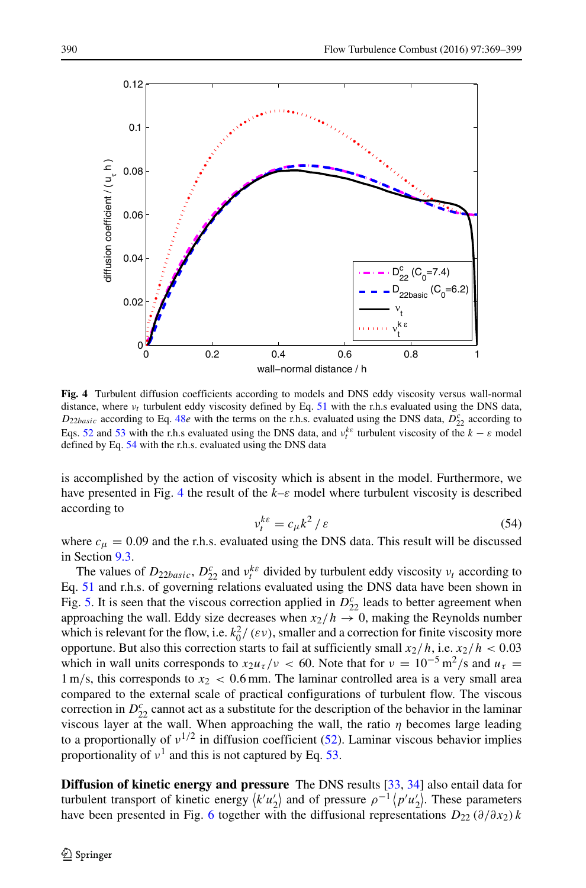**Fig. 4** Turbulent diffusion coefficients according to models and DNS eddy viscosity versus wall-normal distance, where $\nu_t$ turbulent eddy viscosity defined by Eq. 51 with the r.h.s evaluated using the DNS data, $D_{22basic}$ according to Eq. 48*e* with the terms on the r.h.s. evaluated using the DNS data, $D^c_{22}$ according to Eqs. 52 and 53 with the r.h.s. evaluated using the DNS data, and $\nu_t^{k\varepsilon}$ turbulent viscosity of the $k-\varepsilon$ model defined by Eq. 54 with the r.h.s. evaluated using the DNS data

is accomplished by the action of viscosity which is absent in the model. Furthermore, we have presented in Fig. 4 the result of the $k$–$\varepsilon$ model where turbulent viscosity is described according to

$$\nu_t^{k\varepsilon} = c_\mu k^2 / \varepsilon \tag{54}$$

where $c_\mu = 0.09$ and the r.h.s. evaluated using the DNS data. This result will be discussed in Section 9.3.

The values of $D_{22basic}$, $D^c_{22}$ and $\nu_t^{k\varepsilon}$ divided by turbulent eddy viscosity $\nu_t$ according to Eq. 51 and r.h.s. of governing relations evaluated using the DNS data have been shown in Fig. 5. It is seen that the viscous correction applied in $D^c_{22}$ leads to better agreement when approaching the wall. Eddy size decreases when $x_2/h \to 0$, making the Reynolds number which is relevant for the flow, i.e. $k_0^2/(\varepsilon\nu)$, smaller and a correction for finite viscosity more opportune. But also this correction starts to fail at sufficiently small $x_2/h$, i.e. $x_2/h < 0.03$ which in wall units corresponds to $x_2 u_\tau/\nu < 60$. Note that for $\nu = 10^{-5}\,\mathrm{m}^2/\mathrm{s}$ and $u_\tau = 1\,\mathrm{m/s}$, this corresponds to $x_2 < 0.6\,\mathrm{mm}$. The laminar controlled area is a very small area compared to the external scale of practical configurations of turbulent flow. The viscous correction in $D^c_{22}$ cannot act as a substitute for the description of the behavior in the laminar viscous layer at the wall. When approaching the wall, the ratio $\eta$ becomes large leading to a proportionally of $\nu^{1/2}$ in diffusion coefficient (52). Laminar viscous behavior implies proportionality of $\nu^1$ and this is not captured by Eq. 53.

**Diffusion of kinetic energy and pressure** The DNS results [33, 34] also entail data for turbulent transport of kinetic energy $\langle k'u'_2\rangle$ and of pressure $\rho^{-1}\langle p'u'_2\rangle$. These parameters have been presented in Fig. 6 together with the diffusional representations $D_{22}\,(\partial/\partial x_2)\,k$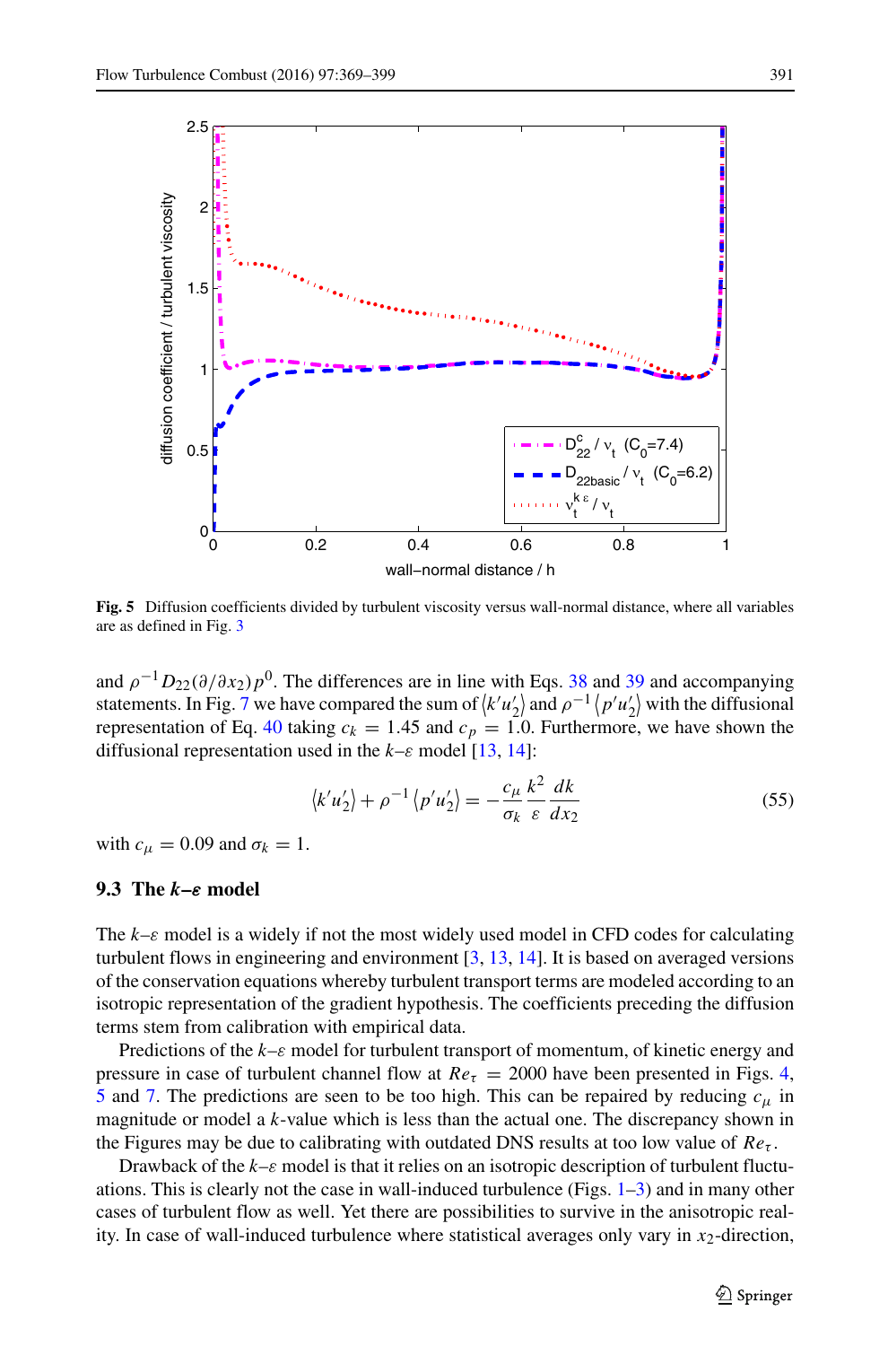**Fig. 5** Diffusion coefficients divided by turbulent viscosity versus wall-normal distance, where all variables are as defined in Fig. 3

and $\rho^{-1} D_{22}(\partial/\partial x_2)p^0$. The differences are in line with Eqs. 38 and 39 and accompanying statements. In Fig. 7 we have compared the sum of $\langle k' u_2' \rangle$ and $\rho^{-1}\langle p' u_2' \rangle$ with the diffusional representation of Eq. 40 taking $c_k = 1.45$ and $c_p = 1.0$. Furthermore, we have shown the diffusional representation used in the $k$–$\varepsilon$ model [13, 14]:

$$\langle k' u_2' \rangle + \rho^{-1}\langle p' u_2' \rangle = -\frac{c_\mu}{\sigma_k}\frac{k^2}{\varepsilon}\frac{dk}{dx_2} \tag{55}$$

with $c_\mu = 0.09$ and $\sigma_k = 1$.

### 9.3 The *k–ε* model

The $k$–$\varepsilon$ model is a widely if not the most widely used model in CFD codes for calculating turbulent flows in engineering and environment [3, 13, 14]. It is based on averaged versions of the conservation equations whereby turbulent transport terms are modeled according to an isotropic representation of the gradient hypothesis. The coefficients preceding the diffusion terms stem from calibration with empirical data.

Predictions of the $k$–$\varepsilon$ model for turbulent transport of momentum, of kinetic energy and pressure in case of turbulent channel flow at $Re_\tau = 2000$ have been presented in Figs. 4, 5 and 7. The predictions are seen to be too high. This can be repaired by reducing $c_\mu$ in magnitude or model a $k$-value which is less than the actual one. The discrepancy shown in the Figures may be due to calibrating with outdated DNS results at too low value of $Re_\tau$.

Drawback of the $k$–$\varepsilon$ model is that it relies on an isotropic description of turbulent fluctuations. This is clearly not the case in wall-induced turbulence (Figs. 1–3) and in many other cases of turbulent flow as well. Yet there are possibilities to survive in the anisotropic reality. In case of wall-induced turbulence where statistical averages only vary in $x_2$-direction,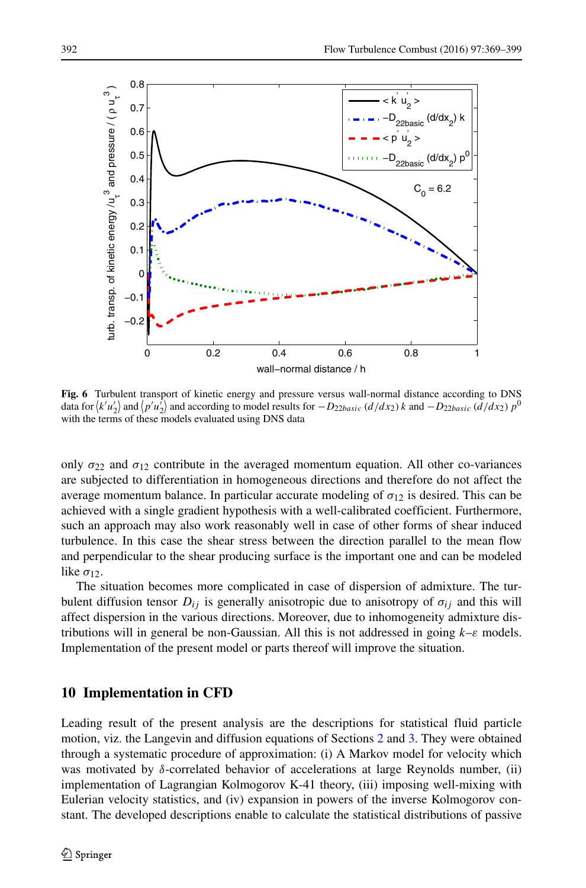**Fig. 6** Turbulent transport of kinetic energy and pressure versus wall-normal distance according to DNS data for $\langle k' u_2' \rangle$ and $\langle p' u_2' \rangle$ and according to model results for $-D_{22basic}\,(d/dx_2)\,k$ and $-D_{22basic}\,(d/dx_2)\,p^0$ with the terms of these models evaluated using DNS data

only $\sigma_{22}$ and $\sigma_{12}$ contribute in the averaged momentum equation. All other co-variances are subjected to differentiation in homogeneous directions and therefore do not affect the average momentum balance. In particular accurate modeling of $\sigma_{12}$ is desired. This can be achieved with a single gradient hypothesis with a well-calibrated coefficient. Furthermore, such an approach may also work reasonably well in case of other forms of shear induced turbulence. In this case the shear stress between the direction parallel to the mean flow and perpendicular to the shear producing surface is the important one and can be modeled like $\sigma_{12}$.

The situation becomes more complicated in case of dispersion of admixture. The turbulent diffusion tensor $D_{ij}$ is generally anisotropic due to anisotropy of $\sigma_{ij}$ and this will affect dispersion in the various directions. Moreover, due to inhomogeneity admixture distributions will in general be non-Gaussian. All this is not addressed in going $k$–$\varepsilon$ models. Implementation of the present model or parts thereof will improve the situation.

## 10 Implementation in CFD

Leading result of the present analysis are the descriptions for statistical fluid particle motion, viz. the Langevin and diffusion equations of Sections 2 and 3. They were obtained through a systematic procedure of approximation: (i) A Markov model for velocity which was motivated by $\delta$-correlated behavior of accelerations at large Reynolds number, (ii) implementation of Lagrangian Kolmogorov K-41 theory, (iii) imposing well-mixing with Eulerian velocity statistics, and (iv) expansion in powers of the inverse Kolmogorov constant. The developed descriptions enable to calculate the statistical distributions of passive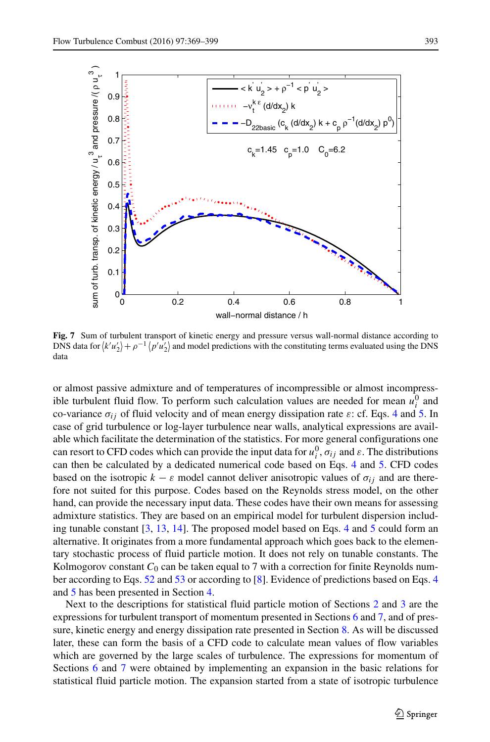**Fig. 7** Sum of turbulent transport of kinetic energy and pressure versus wall-normal distance according to DNS data for $\langle k'u_2' \rangle + \rho^{-1} \langle p'u_2' \rangle$ and model predictions with the constituting terms evaluated using the DNS data

or almost passive admixture and of temperatures of incompressible or almost incompressible turbulent fluid flow. To perform such calculation values are needed for mean $u_i^0$ and co-variance $\sigma_{ij}$ of fluid velocity and of mean energy dissipation rate $\varepsilon$: cf. Eqs. 4 and 5. In case of grid turbulence or log-layer turbulence near walls, analytical expressions are available which facilitate the determination of the statistics. For more general configurations one can resort to CFD codes which can provide the input data for $u_i^0$, $\sigma_{ij}$ and $\varepsilon$. The distributions can then be calculated by a dedicated numerical code based on Eqs. 4 and 5. CFD codes based on the isotropic $k - \varepsilon$ model cannot deliver anisotropic values of $\sigma_{ij}$ and are therefore not suited for this purpose. Codes based on the Reynolds stress model, on the other hand, can provide the necessary input data. These codes have their own means for assessing admixture statistics. They are based on an empirical model for turbulent dispersion including tunable constant [3, 13, 14]. The proposed model based on Eqs. 4 and 5 could form an alternative. It originates from a more fundamental approach which goes back to the elementary stochastic process of fluid particle motion. It does not rely on tunable constants. The Kolmogorov constant $C_0$ can be taken equal to 7 with a correction for finite Reynolds number according to Eqs. 52 and 53 or according to [8]. Evidence of predictions based on Eqs. 4 and 5 has been presented in Section 4.

Next to the descriptions for statistical fluid particle motion of Sections 2 and 3 are the expressions for turbulent transport of momentum presented in Sections 6 and 7, and of pressure, kinetic energy and energy dissipation rate presented in Section 8. As will be discussed later, these can form the basis of a CFD code to calculate mean values of flow variables which are governed by the large scales of turbulence. The expressions for momentum of Sections 6 and 7 were obtained by implementing an expansion in the basic relations for statistical fluid particle motion. The expansion started from a state of isotropic turbulence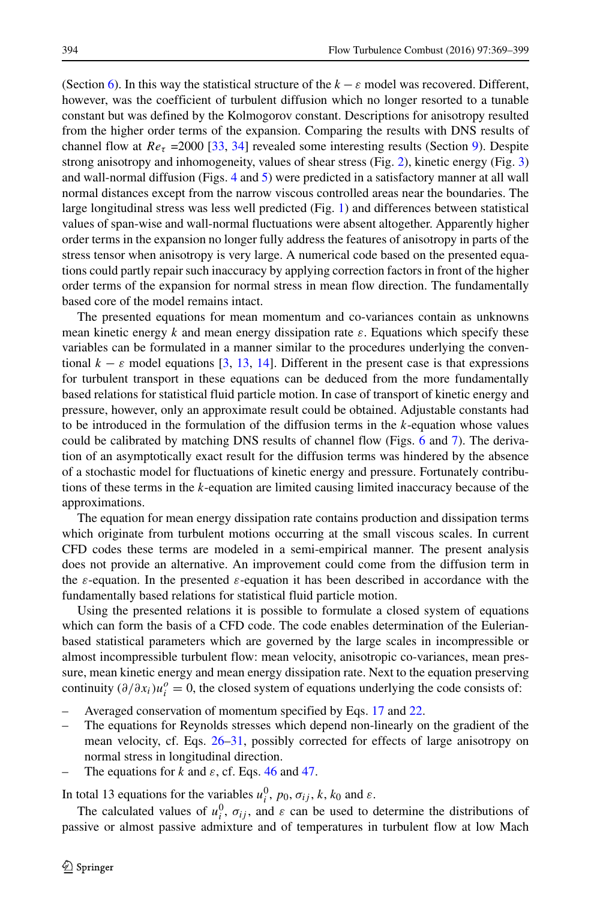(Section 6). In this way the statistical structure of the $k-\varepsilon$ model was recovered. Different, however, was the coefficient of turbulent diffusion which no longer resorted to a tunable constant but was defined by the Kolmogorov constant. Descriptions for anisotropy resulted from the higher order terms of the expansion. Comparing the results with DNS results of channel flow at $Re_\tau$ =2000 [33, 34] revealed some interesting results (Section 9). Despite strong anisotropy and inhomogeneity, values of shear stress (Fig. 2), kinetic energy (Fig. 3) and wall-normal diffusion (Figs. 4 and 5) were predicted in a satisfactory manner at all wall normal distances except from the narrow viscous controlled areas near the boundaries. The large longitudinal stress was less well predicted (Fig. 1) and differences between statistical values of span-wise and wall-normal fluctuations were absent altogether. Apparently higher order terms in the expansion no longer fully address the features of anisotropy in parts of the stress tensor when anisotropy is very large. A numerical code based on the presented equations could partly repair such inaccuracy by applying correction factors in front of the higher order terms of the expansion for normal stress in mean flow direction. The fundamentally based core of the model remains intact.

The presented equations for mean momentum and co-variances contain as unknowns mean kinetic energy $k$ and mean energy dissipation rate $\varepsilon$. Equations which specify these variables can be formulated in a manner similar to the procedures underlying the conventional $k-\varepsilon$ model equations [3, 13, 14]. Different in the present case is that expressions for turbulent transport in these equations can be deduced from the more fundamentally based relations for statistical fluid particle motion. In case of transport of kinetic energy and pressure, however, only an approximate result could be obtained. Adjustable constants had to be introduced in the formulation of the diffusion terms in the $k$-equation whose values could be calibrated by matching DNS results of channel flow (Figs. 6 and 7). The derivation of an asymptotically exact result for the diffusion terms was hindered by the absence of a stochastic model for fluctuations of kinetic energy and pressure. Fortunately contributions of these terms in the $k$-equation are limited causing limited inaccuracy because of the approximations.

The equation for mean energy dissipation rate contains production and dissipation terms which originate from turbulent motions occurring at the small viscous scales. In current CFD codes these terms are modeled in a semi-empirical manner. The present analysis does not provide an alternative. An improvement could come from the diffusion term in the $\varepsilon$-equation. In the presented $\varepsilon$-equation it has been described in accordance with the fundamentally based relations for statistical fluid particle motion.

Using the presented relations it is possible to formulate a closed system of equations which can form the basis of a CFD code. The code enables determination of the Eulerian-based statistical parameters which are governed by the large scales in incompressible or almost incompressible turbulent flow: mean velocity, anisotropic co-variances, mean pressure, mean kinetic energy and mean energy dissipation rate. Next to the equation preserving continuity $(\partial/\partial x_i)u_i^o = 0$, the closed system of equations underlying the code consists of:

- Averaged conservation of momentum specified by Eqs. 17 and 22.
- The equations for Reynolds stresses which depend non-linearly on the gradient of the mean velocity, cf. Eqs. 26–31, possibly corrected for effects of large anisotropy on normal stress in longitudinal direction.
- The equations for $k$ and $\varepsilon$, cf. Eqs. 46 and 47.

In total 13 equations for the variables $u_i^0$, $p_0$, $\sigma_{ij}$, $k$, $k_0$ and $\varepsilon$.

The calculated values of $u_i^0$, $\sigma_{ij}$, and $\varepsilon$ can be used to determine the distributions of passive or almost passive admixture and of temperatures in turbulent flow at low Mach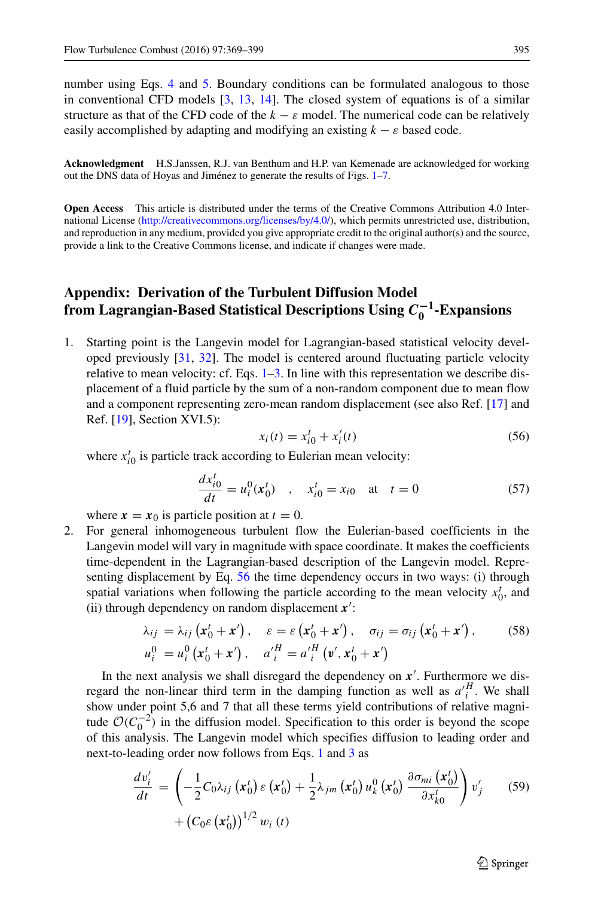number using Eqs. 4 and 5. Boundary conditions can be formulated analogous to those in conventional CFD models [3, 13, 14]. The closed system of equations is of a similar structure as that of the CFD code of the $k - \varepsilon$ model. The numerical code can be relatively easily accomplished by adapting and modifying an existing $k - \varepsilon$ based code.

**Acknowledgment** H.S.Janssen, R.J. van Benthum and H.P. van Kemenade are acknowledged for working out the DNS data of Hoyas and Jiménez to generate the results of Figs. 1–7.

**Open Access** This article is distributed under the terms of the Creative Commons Attribution 4.0 International License (http://creativecommons.org/licenses/by/4.0/), which permits unrestricted use, distribution, and reproduction in any medium, provided you give appropriate credit to the original author(s) and the source, provide a link to the Creative Commons license, and indicate if changes were made.

## Appendix: Derivation of the Turbulent Diffusion Model from Lagrangian-Based Statistical Descriptions Using $C_0^{-1}$-Expansions

1. Starting point is the Langevin model for Lagrangian-based statistical velocity developed previously [31, 32]. The model is centered around fluctuating particle velocity relative to mean velocity: cf. Eqs. 1–3. In line with this representation we describe displacement of a fluid particle by the sum of a non-random component due to mean flow and a component representing zero-mean random displacement (see also Ref. [17] and Ref. [19], Section XVI.5):

$$x_i(t) = x_{i0}^t + x_i'(t) \tag{56}$$

where $x_{i0}^t$ is particle track according to Eulerian mean velocity:

$$\frac{dx_{i0}^t}{dt} = u_i^0(\boldsymbol{x}_0^t) \quad , \quad x_{i0}^t = x_{i0} \quad \text{at} \quad t = 0 \tag{57}$$

where $\boldsymbol{x} = \boldsymbol{x}_0$ is particle position at $t = 0$.

2. For general inhomogeneous turbulent flow the Eulerian-based coefficients in the Langevin model will vary in magnitude with space coordinate. It makes the coefficients time-dependent in the Lagrangian-based description of the Langevin model. Representing displacement by Eq. 56 the time dependency occurs in two ways: (i) through spatial variations when following the particle according to the mean velocity $x_0^t$, and (ii) through dependency on random displacement $\boldsymbol{x}'$:

$$\begin{aligned} \lambda_{ij} &= \lambda_{ij}\left(\boldsymbol{x}_0^t + \boldsymbol{x}'\right), \quad \varepsilon = \varepsilon\left(\boldsymbol{x}_0^t + \boldsymbol{x}'\right), \quad \sigma_{ij} = \sigma_{ij}\left(\boldsymbol{x}_0^t + \boldsymbol{x}'\right), \\ u_i^0 &= u_i^0\left(\boldsymbol{x}_0^t + \boldsymbol{x}'\right), \quad a_i'^H = a_i'^H\left(\boldsymbol{v}', \boldsymbol{x}_0^t + \boldsymbol{x}'\right) \end{aligned} \tag{58}$$

   In the next analysis we shall disregard the dependency on $\boldsymbol{x}'$. Furthermore we disregard the non-linear third term in the damping function as well as $a_i'^H$. We shall show under point 5,6 and 7 that all these terms yield contributions of relative magnitude $\mathcal{O}(C_0^{-2})$ in the diffusion model. Specification to this order is beyond the scope of this analysis. The Langevin model which specifies diffusion to leading order and next-to-leading order now follows from Eqs. 1 and 3 as

$$\begin{aligned} \frac{dv_i'}{dt} = &\left(-\frac{1}{2}C_0\lambda_{ij}\left(\boldsymbol{x}_0^t\right)\varepsilon\left(\boldsymbol{x}_0^t\right) + \frac{1}{2}\lambda_{jm}\left(\boldsymbol{x}_0^t\right)u_k^0\left(\boldsymbol{x}_0^t\right)\frac{\partial\sigma_{mi}\left(\boldsymbol{x}_0^t\right)}{\partial x_{k0}^t}\right)v_j' \\ &+ \left(C_0\varepsilon\left(\boldsymbol{x}_0^t\right)\right)^{1/2} w_i\left(t\right) \end{aligned} \tag{59}$$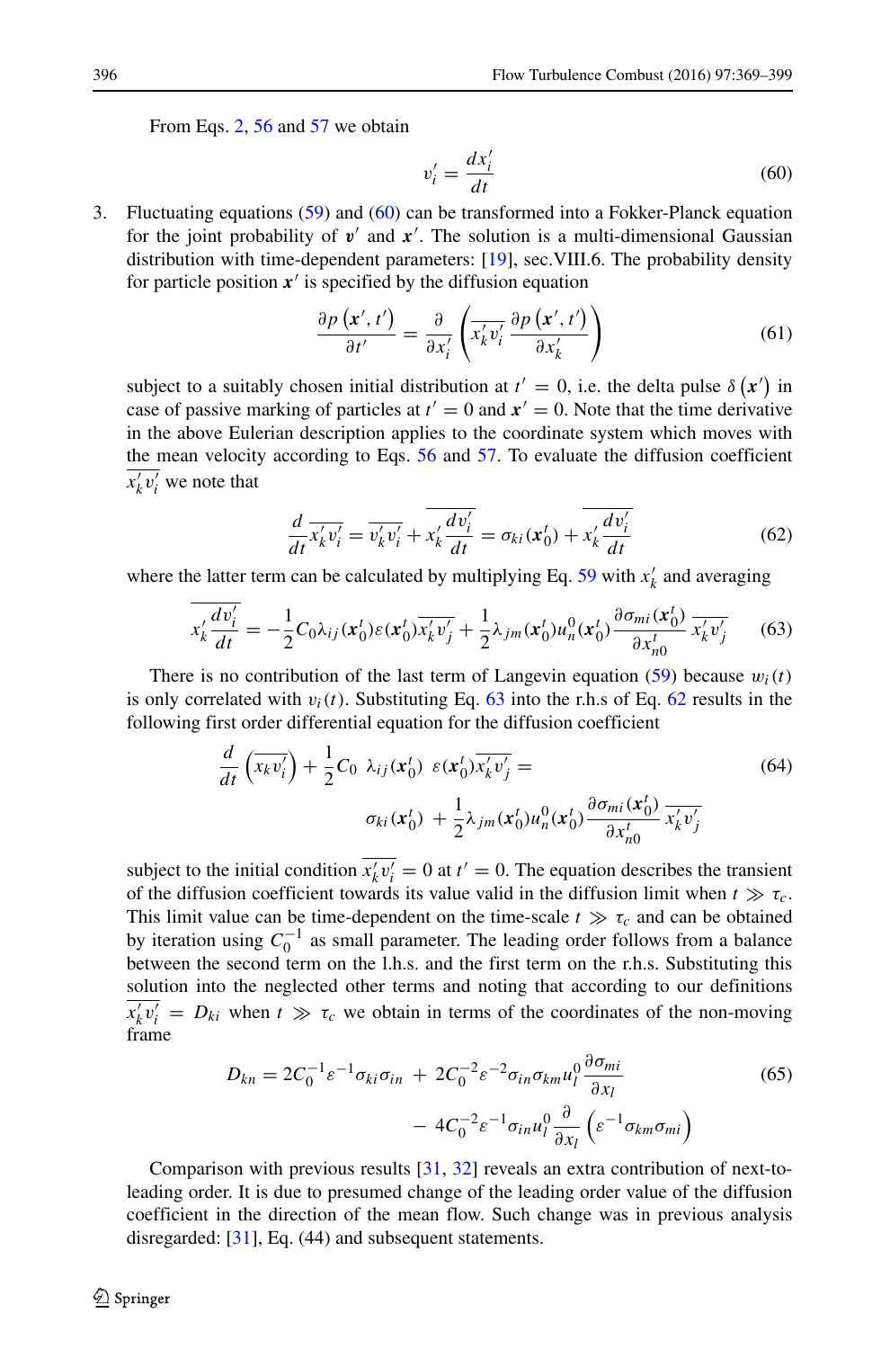From Eqs. 2, 56 and 57 we obtain

$$v_i' = \frac{dx_i'}{dt} \tag{60}$$

3. Fluctuating equations (59) and (60) can be transformed into a Fokker-Planck equation for the joint probability of $\boldsymbol{v}'$ and $\boldsymbol{x}'$. The solution is a multi-dimensional Gaussian distribution with time-dependent parameters: [19], sec.VIII.6. The probability density for particle position $\boldsymbol{x}'$ is specified by the diffusion equation

$$\frac{\partial p\left(\boldsymbol{x}', t'\right)}{\partial t'} = \frac{\partial}{\partial x_i'}\left(\overline{x_k' v_i'}\,\frac{\partial p\left(\boldsymbol{x}', t'\right)}{\partial x_k'}\right) \tag{61}$$

subject to a suitably chosen initial distribution at $t' = 0$, i.e. the delta pulse $\delta\left(\boldsymbol{x}'\right)$ in case of passive marking of particles at $t' = 0$ and $\boldsymbol{x}' = 0$. Note that the time derivative in the above Eulerian description applies to the coordinate system which moves with the mean velocity according to Eqs. 56 and 57. To evaluate the diffusion coefficient $\overline{x_k' v_i'}$ we note that

$$\frac{d}{dt}\overline{x_k' v_i'} = \overline{v_k' v_i'} + \overline{x_k' \frac{dv_i'}{dt}} = \sigma_{ki}(\boldsymbol{x}_0^t) + \overline{x_k' \frac{dv_i'}{dt}} \tag{62}$$

where the latter term can be calculated by multiplying Eq. 59 with $x_k'$ and averaging

$$\overline{x_k' \frac{dv_i'}{dt}} = -\frac{1}{2}C_0\lambda_{ij}(\boldsymbol{x}_0^t)\varepsilon(\boldsymbol{x}_0^t)\overline{x_k' v_j'} + \frac{1}{2}\lambda_{jm}(\boldsymbol{x}_0^t)u_n^0(\boldsymbol{x}_0^t)\frac{\partial \sigma_{mi}(\boldsymbol{x}_0^t)}{\partial x_{n0}^t}\,\overline{x_k' v_j'} \tag{63}$$

There is no contribution of the last term of Langevin equation (59) because $w_i(t)$ is only correlated with $v_i(t)$. Substituting Eq. 63 into the r.h.s of Eq. 62 results in the following first order differential equation for the diffusion coefficient

$$\frac{d}{dt}\left(\overline{x_k v_i'}\right) + \frac{1}{2}C_0\;\lambda_{ij}(\boldsymbol{x}_0^t)\;\varepsilon(\boldsymbol{x}_0^t)\overline{x_k' v_j'} = \sigma_{ki}(\boldsymbol{x}_0^t) + \frac{1}{2}\lambda_{jm}(\boldsymbol{x}_0^t)u_n^0(\boldsymbol{x}_0^t)\frac{\partial \sigma_{mi}(\boldsymbol{x}_0^t)}{\partial x_{n0}^t}\,\overline{x_k' v_j'} \tag{64}$$

subject to the initial condition $\overline{x_k' v_i'} = 0$ at $t' = 0$. The equation describes the transient of the diffusion coefficient towards its value valid in the diffusion limit when $t \gg \tau_c$. This limit value can be time-dependent on the time-scale $t \gg \tau_c$ and can be obtained by iteration using $C_0^{-1}$ as small parameter. The leading order follows from a balance between the second term on the l.h.s. and the first term on the r.h.s. Substituting this solution into the neglected other terms and noting that according to our definitions $\overline{x_k' v_i'} = D_{ki}$ when $t \gg \tau_c$ we obtain in terms of the coordinates of the non-moving frame

$$D_{kn} = 2C_0^{-1}\varepsilon^{-1}\sigma_{ki}\sigma_{in} + 2C_0^{-2}\varepsilon^{-2}\sigma_{in}\sigma_{km}u_l^0\frac{\partial \sigma_{mi}}{\partial x_l} - 4C_0^{-2}\varepsilon^{-1}\sigma_{in}u_l^0\frac{\partial}{\partial x_l}\left(\varepsilon^{-1}\sigma_{km}\sigma_{mi}\right) \tag{65}$$

Comparison with previous results [31, 32] reveals an extra contribution of next-to-leading order. It is due to presumed change of the leading order value of the diffusion coefficient in the direction of the mean flow. Such change was in previous analysis disregarded: [31], Eq. (44) and subsequent statements.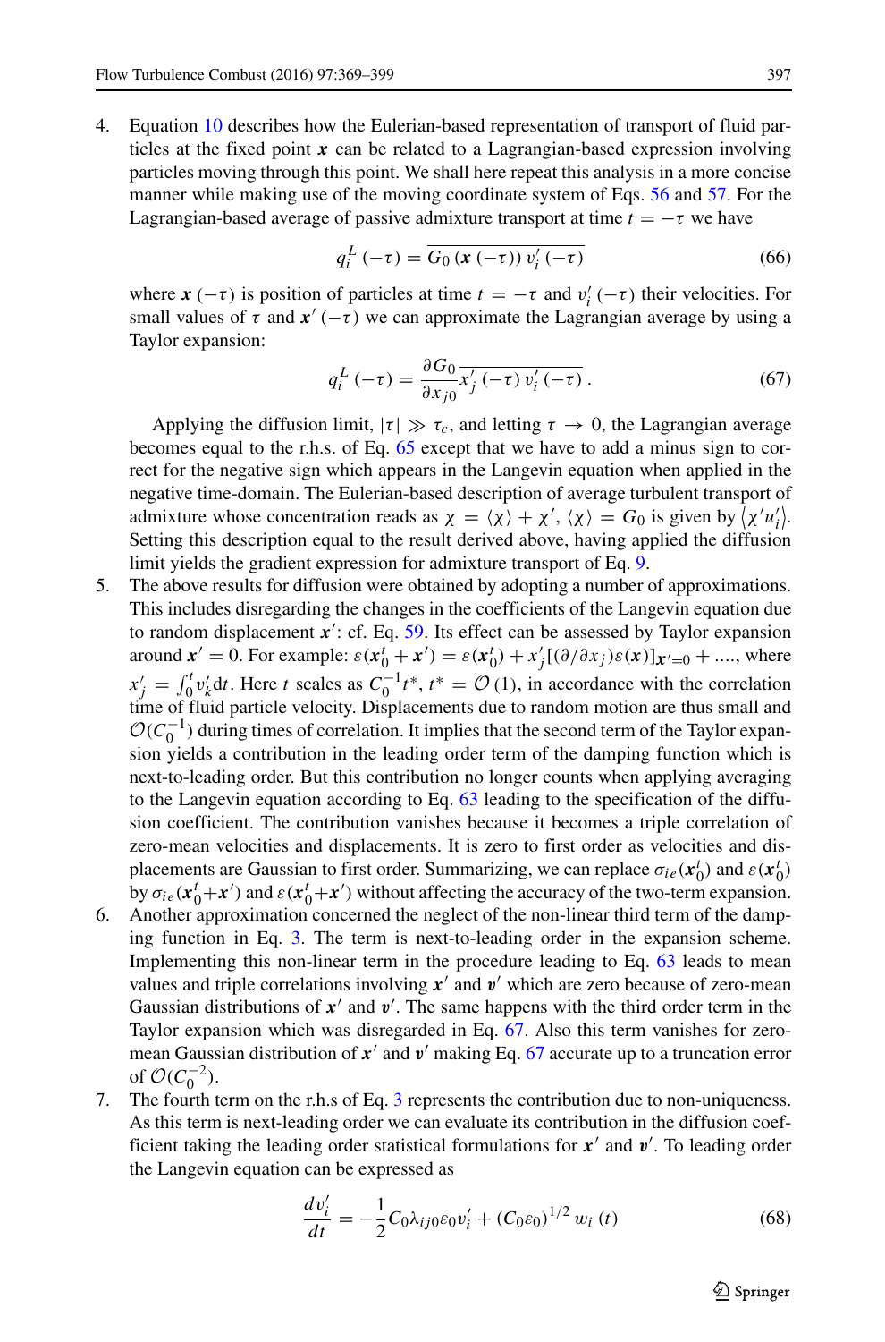4. Equation 10 describes how the Eulerian-based representation of transport of fluid particles at the fixed point $\boldsymbol{x}$ can be related to a Lagrangian-based expression involving particles moving through this point. We shall here repeat this analysis in a more concise manner while making use of the moving coordinate system of Eqs. 56 and 57. For the Lagrangian-based average of passive admixture transport at time $t = -\tau$ we have

$$q_i^L(-\tau) = \overline{G_0(\boldsymbol{x}(-\tau))\, v_i'(-\tau)} \tag{66}$$

where $\boldsymbol{x}(-\tau)$ is position of particles at time $t = -\tau$ and $v_i'(-\tau)$ their velocities. For small values of $\tau$ and $\boldsymbol{x}'(-\tau)$ we can approximate the Lagrangian average by using a Taylor expansion:

$$q_i^L(-\tau) = \frac{\partial G_0}{\partial x_{j0}} \overline{x_j'(-\tau)\, v_i'(-\tau)}\,. \tag{67}$$

Applying the diffusion limit, $|\tau| \gg \tau_c$, and letting $\tau \to 0$, the Lagrangian average becomes equal to the r.h.s. of Eq. 65 except that we have to add a minus sign to correct for the negative sign which appears in the Langevin equation when applied in the negative time-domain. The Eulerian-based description of average turbulent transport of admixture whose concentration reads as $\chi = \langle \chi \rangle + \chi'$, $\langle \chi \rangle = G_0$ is given by $\langle \chi' u_i' \rangle$. Setting this description equal to the result derived above, having applied the diffusion limit yields the gradient expression for admixture transport of Eq. 9.

5. The above results for diffusion were obtained by adopting a number of approximations. This includes disregarding the changes in the coefficients of the Langevin equation due to random displacement $\boldsymbol{x}'$: cf. Eq. 59. Its effect can be assessed by Taylor expansion around $\boldsymbol{x}' = 0$. For example: $\varepsilon(\boldsymbol{x}_0^t + \boldsymbol{x}') = \varepsilon(\boldsymbol{x}_0^t) + x_j'[(\partial/\partial x_j)\varepsilon(\boldsymbol{x})]_{\boldsymbol{x}'=0} + \ldots$, where $x_j' = \int_0^t v_k' \mathrm{d}t$. Here $t$ scales as $C_0^{-1} t^*$, $t^* = \mathcal{O}(1)$, in accordance with the correlation time of fluid particle velocity. Displacements due to random motion are thus small and $\mathcal{O}(C_0^{-1})$ during times of correlation. It implies that the second term of the Taylor expansion yields a contribution in the leading order term of the damping function which is next-to-leading order. But this contribution no longer counts when applying averaging to the Langevin equation according to Eq. 63 leading to the specification of the diffusion coefficient. The contribution vanishes because it becomes a triple correlation of zero-mean velocities and displacements. It is zero to first order as velocities and displacements are Gaussian to first order. Summarizing, we can replace $\sigma_{ie}(\boldsymbol{x}_0^t)$ and $\varepsilon(\boldsymbol{x}_0^t)$ by $\sigma_{ie}(\boldsymbol{x}_0^t + \boldsymbol{x}')$ and $\varepsilon(\boldsymbol{x}_0^t + \boldsymbol{x}')$ without affecting the accuracy of the two-term expansion.

6. Another approximation concerned the neglect of the non-linear third term of the damping function in Eq. 3. The term is next-to-leading order in the expansion scheme. Implementing this non-linear term in the procedure leading to Eq. 63 leads to mean values and triple correlations involving $\boldsymbol{x}'$ and $\boldsymbol{v}'$ which are zero because of zero-mean Gaussian distributions of $\boldsymbol{x}'$ and $\boldsymbol{v}'$. The same happens with the third order term in the Taylor expansion which was disregarded in Eq. 67. Also this term vanishes for zero-mean Gaussian distribution of $\boldsymbol{x}'$ and $\boldsymbol{v}'$ making Eq. 67 accurate up to a truncation error of $\mathcal{O}(C_0^{-2})$.

7. The fourth term on the r.h.s of Eq. 3 represents the contribution due to non-uniqueness. As this term is next-leading order we can evaluate its contribution in the diffusion coefficient taking the leading order statistical formulations for $\boldsymbol{x}'$ and $\boldsymbol{v}'$. To leading order the Langevin equation can be expressed as

$$\frac{dv_i'}{dt} = -\frac{1}{2} C_0 \lambda_{ij0} \varepsilon_0 v_i' + (C_0 \varepsilon_0)^{1/2}\, w_i(t) \tag{68}$$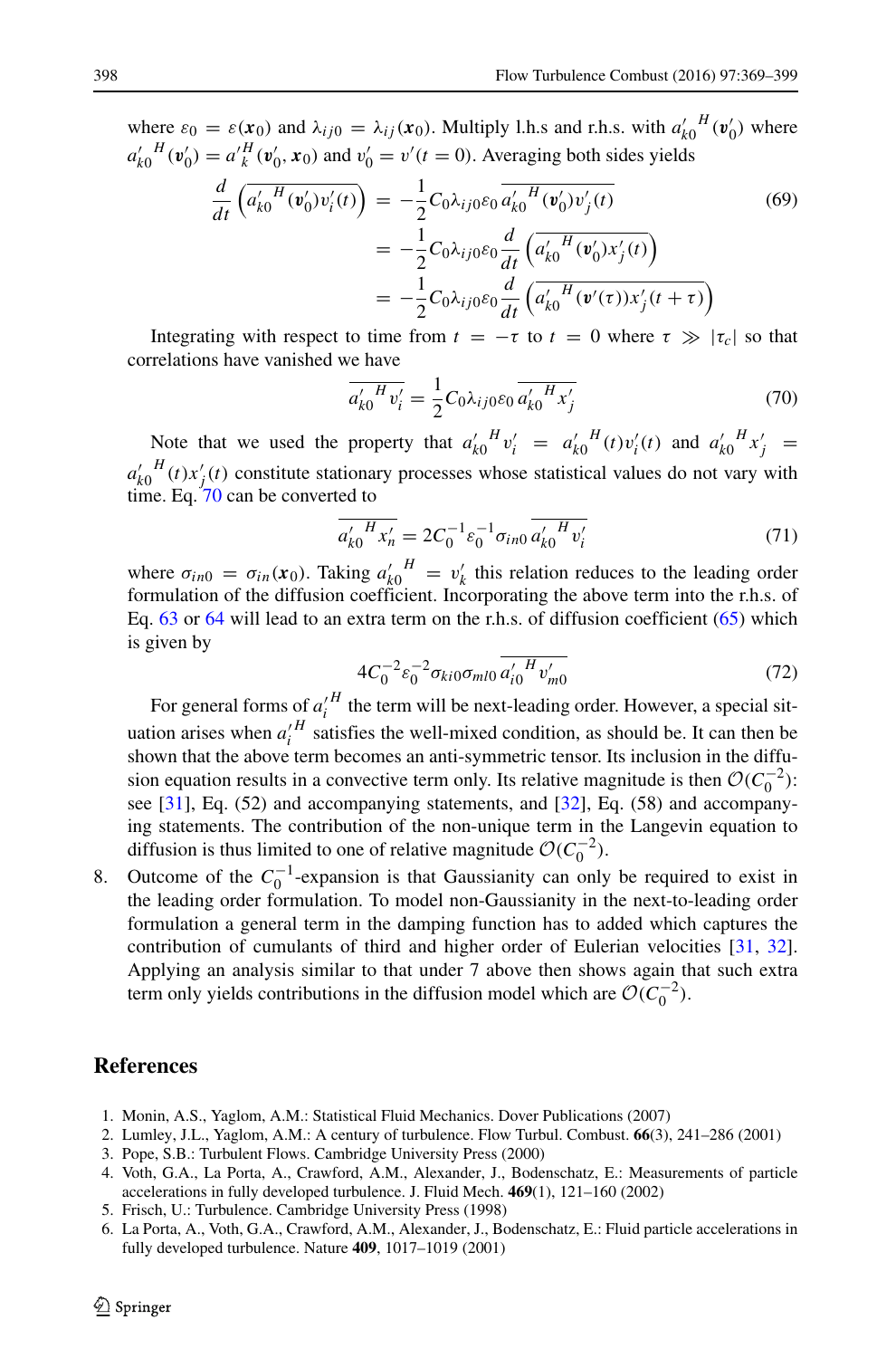where $\varepsilon_0 = \varepsilon(\boldsymbol{x}_0)$ and $\lambda_{ij0} = \lambda_{ij}(\boldsymbol{x}_0)$. Multiply l.h.s and r.h.s. with ${a'_{k0}}^H(\boldsymbol{v}'_0)$ where ${a'_{k0}}^H(\boldsymbol{v}'_0) = {a'}^H_k(\boldsymbol{v}'_0, \boldsymbol{x}_0)$ and $v'_0 = v'(t = 0)$. Averaging both sides yields

$$
\begin{aligned}
\frac{d}{dt}\left(\overline{{a'_{k0}}^H(\boldsymbol{v}'_0)v'_i(t)}\right) &= -\frac{1}{2}C_0\lambda_{ij0}\varepsilon_0\,\overline{{a'_{k0}}^H(\boldsymbol{v}'_0)v'_j(t)} \\
&= -\frac{1}{2}C_0\lambda_{ij0}\varepsilon_0\,\frac{d}{dt}\left(\overline{{a'_{k0}}^H(\boldsymbol{v}'_0)x'_j(t)}\right) \\
&= -\frac{1}{2}C_0\lambda_{ij0}\varepsilon_0\,\frac{d}{dt}\left(\overline{{a'_{k0}}^H(\boldsymbol{v}'(\tau))x'_j(t+\tau)}\right)
\end{aligned}
\tag{69}
$$

Integrating with respect to time from $t = -\tau$ to $t = 0$ where $\tau \gg |\tau_c|$ so that correlations have vanished we have

$$
\overline{{a'_{k0}}^H v'_i} = \frac{1}{2}C_0\lambda_{ij0}\varepsilon_0\,\overline{{a'_{k0}}^H x'_j}
\tag{70}
$$

Note that we used the property that ${a'_{k0}}^H v'_i = {a'_{k0}}^H(t)v'_i(t)$ and ${a'_{k0}}^H x'_j = {a'_{k0}}^H(t)x'_j(t)$ constitute stationary processes whose statistical values do not vary with time. Eq. 70 can be converted to

$$
\overline{{a'_{k0}}^H x'_n} = 2C_0^{-1}\varepsilon_0^{-1}\sigma_{in0}\,\overline{{a'_{k0}}^H v'_i}
\tag{71}
$$

where $\sigma_{in0} = \sigma_{in}(\boldsymbol{x}_0)$. Taking ${a'_{k0}}^H = v'_k$ this relation reduces to the leading order formulation of the diffusion coefficient. Incorporating the above term into the r.h.s. of Eq. 63 or 64 will lead to an extra term on the r.h.s. of diffusion coefficient (65) which is given by

$$
4C_0^{-2}\varepsilon_0^{-2}\sigma_{ki0}\sigma_{ml0}\,\overline{{a'_{i0}}^H v'_{m0}}
\tag{72}
$$

For general forms of ${a'_i}^H$ the term will be next-leading order. However, a special situation arises when ${a'_i}^H$ satisfies the well-mixed condition, as should be. It can then be shown that the above term becomes an anti-symmetric tensor. Its inclusion in the diffusion equation results in a convective term only. Its relative magnitude is then $\mathcal{O}(C_0^{-2})$: see [31], Eq. (52) and accompanying statements, and [32], Eq. (58) and accompanying statements. The contribution of the non-unique term in the Langevin equation to diffusion is thus limited to one of relative magnitude $\mathcal{O}(C_0^{-2})$.

8. Outcome of the $C_0^{-1}$-expansion is that Gaussianity can only be required to exist in the leading order formulation. To model non-Gaussianity in the next-to-leading order formulation a general term in the damping function has to added which captures the contribution of cumulants of third and higher order of Eulerian velocities [31, 32]. Applying an analysis similar to that under 7 above then shows again that such extra term only yields contributions in the diffusion model which are $\mathcal{O}(C_0^{-2})$.

## References

1. Monin, A.S., Yaglom, A.M.: Statistical Fluid Mechanics. Dover Publications (2007)
2. Lumley, J.L., Yaglom, A.M.: A century of turbulence. Flow Turbul. Combust. **66**(3), 241–286 (2001)
3. Pope, S.B.: Turbulent Flows. Cambridge University Press (2000)
4. Voth, G.A., La Porta, A., Crawford, A.M., Alexander, J., Bodenschatz, E.: Measurements of particle accelerations in fully developed turbulence. J. Fluid Mech. **469**(1), 121–160 (2002)
5. Frisch, U.: Turbulence. Cambridge University Press (1998)
6. La Porta, A., Voth, G.A., Crawford, A.M., Alexander, J., Bodenschatz, E.: Fluid particle accelerations in fully developed turbulence. Nature **409**, 1017–1019 (2001)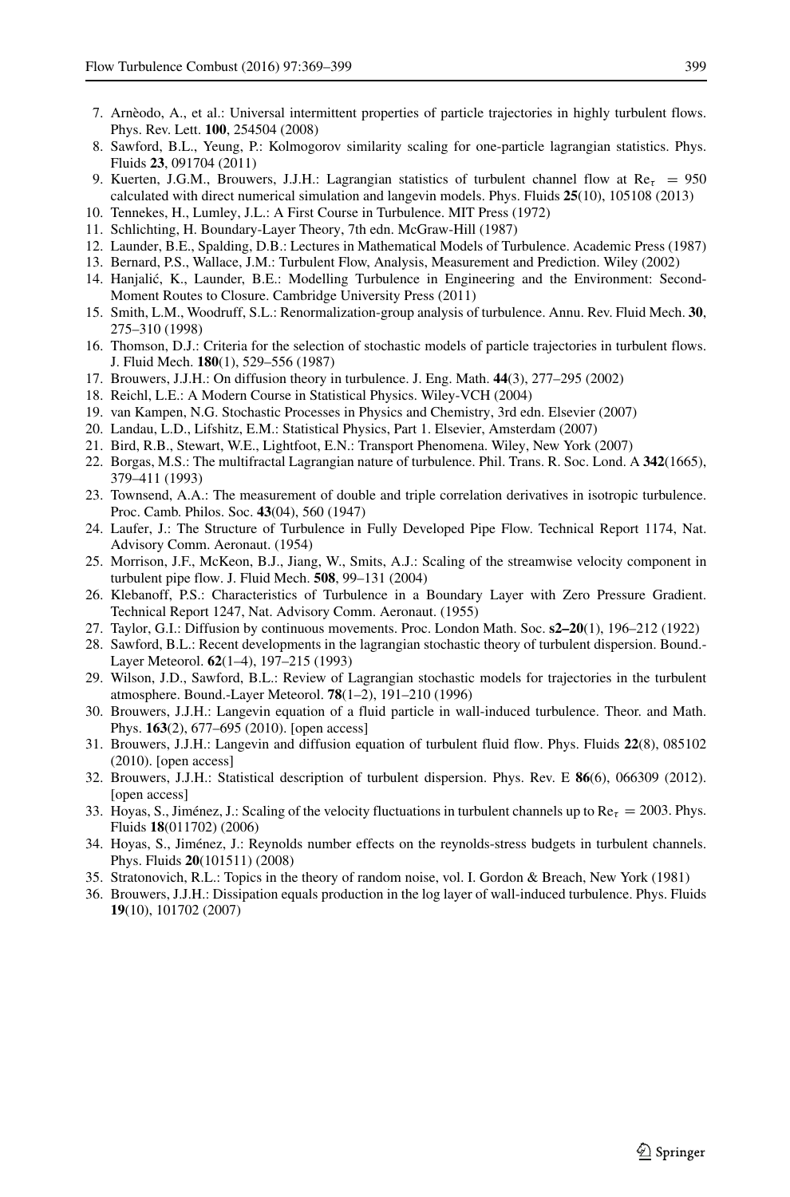7. Arnèodo, A., et al.: Universal intermittent properties of particle trajectories in highly turbulent flows. Phys. Rev. Lett. **100**, 254504 (2008)
8. Sawford, B.L., Yeung, P.: Kolmogorov similarity scaling for one-particle lagrangian statistics. Phys. Fluids **23**, 091704 (2011)
9. Kuerten, J.G.M., Brouwers, J.J.H.: Lagrangian statistics of turbulent channel flow at $\mathrm{Re}_\tau = 950$ calculated with direct numerical simulation and langevin models. Phys. Fluids **25**(10), 105108 (2013)
10. Tennekes, H., Lumley, J.L.: A First Course in Turbulence. MIT Press (1972)
11. Schlichting, H. Boundary-Layer Theory, 7th edn. McGraw-Hill (1987)
12. Launder, B.E., Spalding, D.B.: Lectures in Mathematical Models of Turbulence. Academic Press (1987)
13. Bernard, P.S., Wallace, J.M.: Turbulent Flow, Analysis, Measurement and Prediction. Wiley (2002)
14. Hanjalić, K., Launder, B.E.: Modelling Turbulence in Engineering and the Environment: Second-Moment Routes to Closure. Cambridge University Press (2011)
15. Smith, L.M., Woodruff, S.L.: Renormalization-group analysis of turbulence. Annu. Rev. Fluid Mech. **30**, 275–310 (1998)
16. Thomson, D.J.: Criteria for the selection of stochastic models of particle trajectories in turbulent flows. J. Fluid Mech. **180**(1), 529–556 (1987)
17. Brouwers, J.J.H.: On diffusion theory in turbulence. J. Eng. Math. **44**(3), 277–295 (2002)
18. Reichl, L.E.: A Modern Course in Statistical Physics. Wiley-VCH (2004)
19. van Kampen, N.G. Stochastic Processes in Physics and Chemistry, 3rd edn. Elsevier (2007)
20. Landau, L.D., Lifshitz, E.M.: Statistical Physics, Part 1. Elsevier, Amsterdam (2007)
21. Bird, R.B., Stewart, W.E., Lightfoot, E.N.: Transport Phenomena. Wiley, New York (2007)
22. Borgas, M.S.: The multifractal Lagrangian nature of turbulence. Phil. Trans. R. Soc. Lond. A **342**(1665), 379–411 (1993)
23. Townsend, A.A.: The measurement of double and triple correlation derivatives in isotropic turbulence. Proc. Camb. Philos. Soc. **43**(04), 560 (1947)
24. Laufer, J.: The Structure of Turbulence in Fully Developed Pipe Flow. Technical Report 1174, Nat. Advisory Comm. Aeronaut. (1954)
25. Morrison, J.F., McKeon, B.J., Jiang, W., Smits, A.J.: Scaling of the streamwise velocity component in turbulent pipe flow. J. Fluid Mech. **508**, 99–131 (2004)
26. Klebanoff, P.S.: Characteristics of Turbulence in a Boundary Layer with Zero Pressure Gradient. Technical Report 1247, Nat. Advisory Comm. Aeronaut. (1955)
27. Taylor, G.I.: Diffusion by continuous movements. Proc. London Math. Soc. **s2–20**(1), 196–212 (1922)
28. Sawford, B.L.: Recent developments in the lagrangian stochastic theory of turbulent dispersion. Bound.-Layer Meteorol. **62**(1–4), 197–215 (1993)
29. Wilson, J.D., Sawford, B.L.: Review of Lagrangian stochastic models for trajectories in the turbulent atmosphere. Bound.-Layer Meteorol. **78**(1–2), 191–210 (1996)
30. Brouwers, J.J.H.: Langevin equation of a fluid particle in wall-induced turbulence. Theor. and Math. Phys. **163**(2), 677–695 (2010). [open access]
31. Brouwers, J.J.H.: Langevin and diffusion equation of turbulent fluid flow. Phys. Fluids **22**(8), 085102 (2010). [open access]
32. Brouwers, J.J.H.: Statistical description of turbulent dispersion. Phys. Rev. E **86**(6), 066309 (2012). [open access]
33. Hoyas, S., Jiménez, J.: Scaling of the velocity fluctuations in turbulent channels up to $\mathrm{Re}_\tau = 2003$. Phys. Fluids **18**(011702) (2006)
34. Hoyas, S., Jiménez, J.: Reynolds number effects on the reynolds-stress budgets in turbulent channels. Phys. Fluids **20**(101511) (2008)
35. Stratonovich, R.L.: Topics in the theory of random noise, vol. I. Gordon & Breach, New York (1981)
36. Brouwers, J.J.H.: Dissipation equals production in the log layer of wall-induced turbulence. Phys. Fluids **19**(10), 101702 (2007)